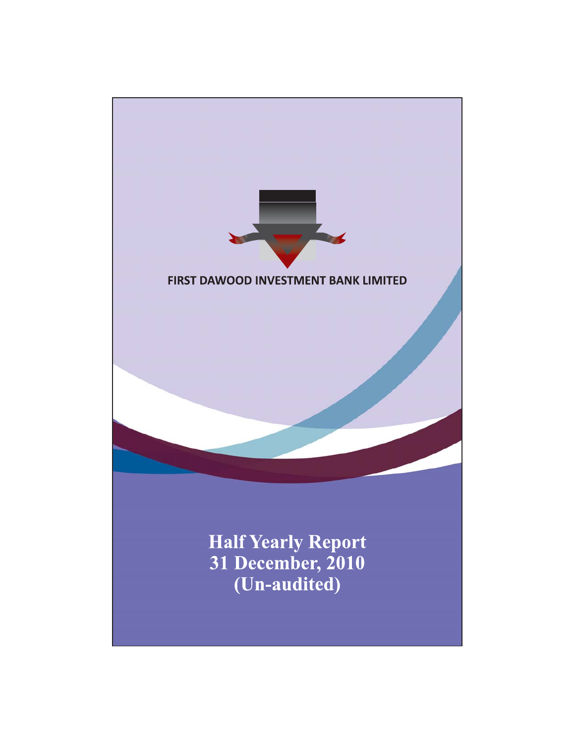FIRST DAWOOD INVESTMENT BANK LIMITED

# Half Yearly Report
# 31 December, 2010
# (Un-audited)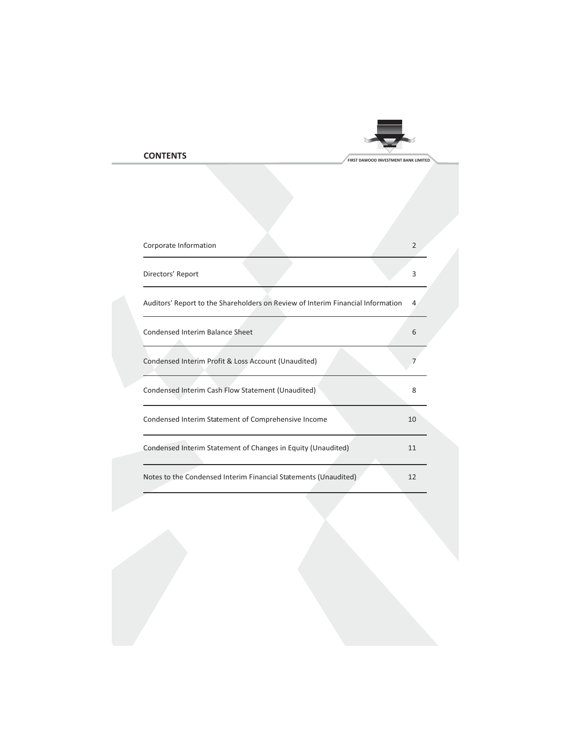## CONTENTS

| | |
|---|---|
| Corporate Information | 2 |
| Directors' Report | 3 |
| Auditors' Report to the Shareholders on Review of Interim Financial Information | 4 |
| Condensed Interim Balance Sheet | 6 |
| Condensed Interim Profit & Loss Account (Unaudited) | 7 |
| Condensed Interim Cash Flow Statement (Unaudited) | 8 |
| Condensed Interim Statement of Comprehensive Income | 10 |
| Condensed Interim Statement of Changes in Equity (Unaudited) | 11 |
| Notes to the Condensed Interim Financial Statements (Unaudited) | 12 |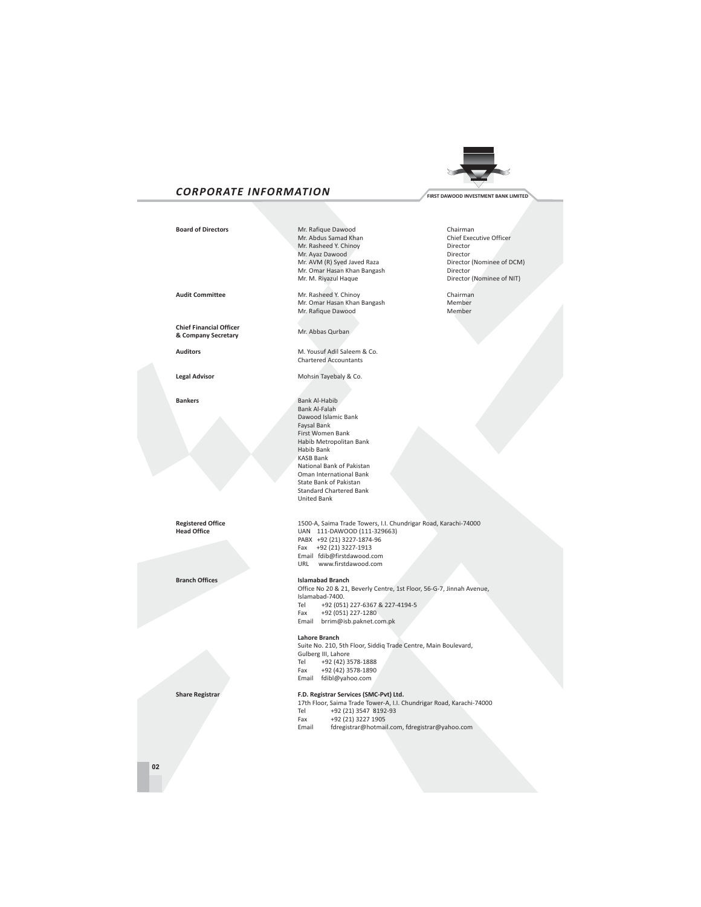# CORPORATE INFORMATION

**Board of Directors**

| | |
|---|---|
| Mr. Rafique Dawood | Chairman |
| Mr. Abdus Samad Khan | Chief Executive Officer |
| Mr. Rasheed Y. Chinoy | Director |
| Mr. Ayaz Dawood | Director |
| Mr. AVM (R) Syed Javed Raza | Director (Nominee of DCM) |
| Mr. Omar Hasan Khan Bangash | Director |
| Mr. M. Riyazul Haque | Director (Nominee of NIT) |

**Audit Committee**

| | |
|---|---|
| Mr. Rasheed Y. Chinoy | Chairman |
| Mr. Omar Hasan Khan Bangash | Member |
| Mr. Rafique Dawood | Member |

**Chief Financial Officer & Company Secretary**

Mr. Abbas Qurban

**Auditors**

M. Yousuf Adil Saleem & Co.
Chartered Accountants

**Legal Advisor**

Mohsin Tayebaly & Co.

**Bankers**

Bank Al-Habib
Bank Al-Falah
Dawood Islamic Bank
Faysal Bank
First Women Bank
Habib Metropolitan Bank
Habib Bank
KASB Bank
National Bank of Pakistan
Oman International Bank
State Bank of Pakistan
Standard Chartered Bank
United Bank

**Registered Office**
**Head Office**

1500-A, Saima Trade Towers, I.I. Chundrigar Road, Karachi-74000
UAN 111-DAWOOD (111-329663)
PABX +92 (21) 3227-1874-96
Fax +92 (21) 3227-1913
Email fdib@firstdawood.com
URL www.firstdawood.com

**Branch Offices**

**Islamabad Branch**
Office No 20 & 21, Beverly Centre, 1st Floor, 56-G-7, Jinnah Avenue, Islamabad-7400.
Tel +92 (051) 227-6367 & 227-4194-5
Fax +92 (051) 227-1280
Email brrim@isb.paknet.com.pk

**Lahore Branch**
Suite No. 210, 5th Floor, Siddiq Trade Centre, Main Boulevard, Gulberg III, Lahore
Tel +92 (42) 3578-1888
Fax +92 (42) 3578-1890
Email fdibl@yahoo.com

**Share Registrar**

**F.D. Registrar Services (SMC-Pvt) Ltd.**
17th Floor, Saima Trade Tower-A, I.I. Chundrigar Road, Karachi-74000
Tel +92 (21) 3547 8192-93
Fax +92 (21) 3227 1905
Email fdregistrar@hotmail.com, fdregistrar@yahoo.com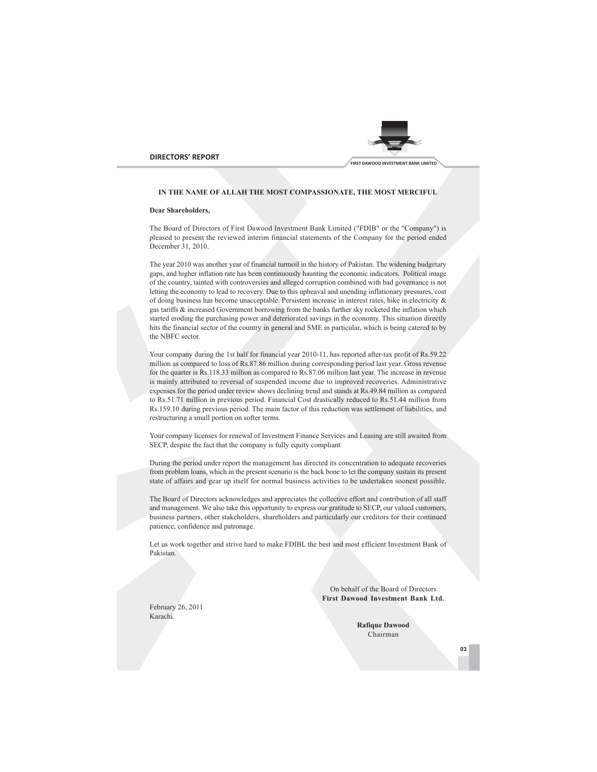## DIRECTORS' REPORT

**IN THE NAME OF ALLAH THE MOST COMPASSIONATE, THE MOST MERCIFUL**

**Dear Shareholders,**

The Board of Directors of First Dawood Investment Bank Limited ("FDIB" or the "Company") is pleased to present the reviewed interim financial statements of the Company for the period ended December 31, 2010.

The year 2010 was another year of financial turmoil in the history of Pakistan. The widening budgetary gaps, and higher inflation rate has been continuously haunting the economic indicators. Political image of the country, tainted with controversies and alleged corruption combined with bad governance is not letting the economy to lead to recovery. Due to this upheaval and unending inflationary pressures, cost of doing business has become unacceptable. Persistent increase in interest rates, hike in electricity & gas tariffs & increased Government borrowing from the banks further sky rocketed the inflation which started eroding the purchasing power and deteriorated savings in the economy. This situation directly hits the financial sector of the country in general and SME in particular, which is being catered to by the NBFC sector.

Your company during the 1st half for financial year 2010-11, has reported after-tax profit of Rs.59.22 million as compared to loss of Rs.87.86 million during corresponding period last year. Gross revenue for the quarter is Rs.118.33 million as compared to Rs.87.06 million last year. The increase in revenue is mainly attributed to reversal of suspended income due to improved recoveries. Administrative expenses for the period under review shows declining trend and stands at Rs.49.84 million as compared to Rs.51.71 million in previous period. Financial Cost drastically reduced to Rs.51.44 million from Rs.159.10 during previous period. The main factor of this reduction was settlement of liabilities, and restructuring a small portion on softer terms.

Your company licenses for renewal of Investment Finance Services and Leasing are still awaited from SECP, despite the fact that the company is fully equity compliant

During the period under report the management has directed its concentration to adequate recoveries from problem loans, which in the present scenario is the back bone to let the company sustain its present state of affairs and gear up itself for normal business activities to be undertaken soonest possible.

The Board of Directors acknowledges and appreciates the collective effort and contribution of all staff and management. We also take this opportunity to express our gratitude to SECP, our valued customers, business partners, other stakeholders, shareholders and particularly our creditors for their continued patience, confidence and patronage.

Let us work together and strive hard to make FDIBL the best and most efficient Investment Bank of Pakistan.

On behalf of the Board of Directors
**First Dawood Investment Bank Ltd.**

February 26, 2011
Karachi.

**Rafique Dawood**
Chairman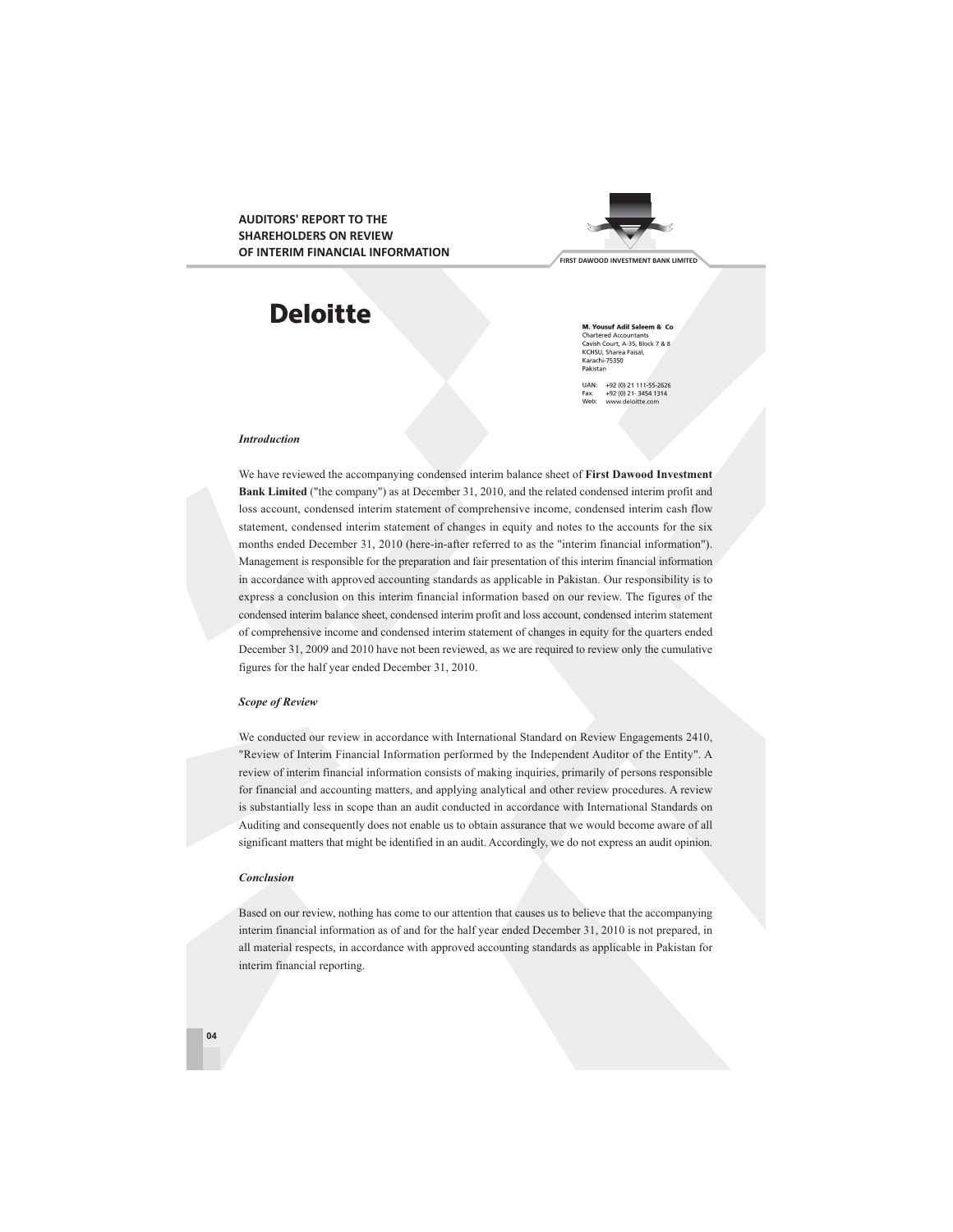# AUDITORS' REPORT TO THE SHAREHOLDERS ON REVIEW OF INTERIM FINANCIAL INFORMATION

**Deloitte**

**M. Yousuf Adil Saleem & Co**
Chartered Accountants
Cavish Court, A-35, Block 7 & 8
KCHSU, Sharea Faisal,
Karachi-75350
Pakistan

UAN: +92 (0) 21 111-55-2626
Fax: +92 (0) 21- 3454 1314
Web: www.deloitte.com

***Introduction***

We have reviewed the accompanying condensed interim balance sheet of **First Dawood Investment Bank Limited** ("the company") as at December 31, 2010, and the related condensed interim profit and loss account, condensed interim statement of comprehensive income, condensed interim cash flow statement, condensed interim statement of changes in equity and notes to the accounts for the six months ended December 31, 2010 (here-in-after referred to as the "interim financial information"). Management is responsible for the preparation and fair presentation of this interim financial information in accordance with approved accounting standards as applicable in Pakistan. Our responsibility is to express a conclusion on this interim financial information based on our review. The figures of the condensed interim balance sheet, condensed interim profit and loss account, condensed interim statement of comprehensive income and condensed interim statement of changes in equity for the quarters ended December 31, 2009 and 2010 have not been reviewed, as we are required to review only the cumulative figures for the half year ended December 31, 2010.

***Scope of Review***

We conducted our review in accordance with International Standard on Review Engagements 2410, "Review of Interim Financial Information performed by the Independent Auditor of the Entity". A review of interim financial information consists of making inquiries, primarily of persons responsible for financial and accounting matters, and applying analytical and other review procedures. A review is substantially less in scope than an audit conducted in accordance with International Standards on Auditing and consequently does not enable us to obtain assurance that we would become aware of all significant matters that might be identified in an audit. Accordingly, we do not express an audit opinion.

***Conclusion***

Based on our review, nothing has come to our attention that causes us to believe that the accompanying interim financial information as of and for the half year ended December 31, 2010 is not prepared, in all material respects, in accordance with approved accounting standards as applicable in Pakistan for interim financial reporting.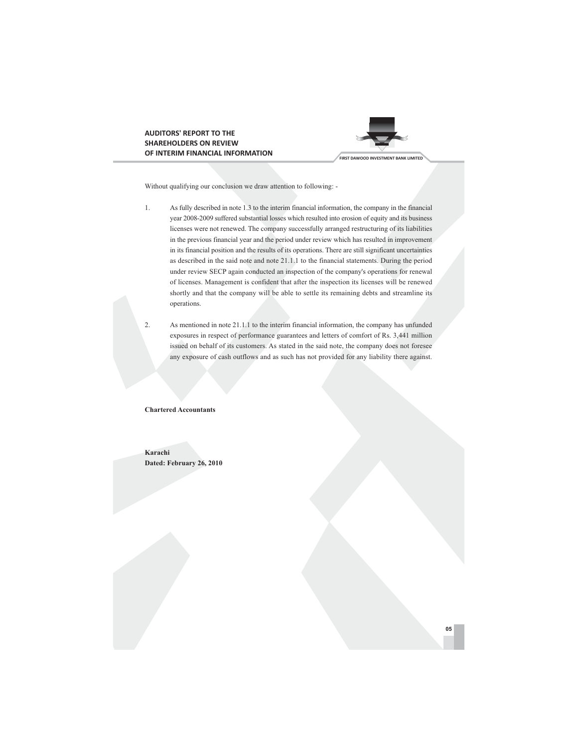## AUDITORS' REPORT TO THE SHAREHOLDERS ON REVIEW OF INTERIM FINANCIAL INFORMATION

Without qualifying our conclusion we draw attention to following: -

1. As fully described in note 1.3 to the interim financial information, the company in the financial year 2008-2009 suffered substantial losses which resulted into erosion of equity and its business licenses were not renewed. The company successfully arranged restructuring of its liabilities in the previous financial year and the period under review which has resulted in improvement in its financial position and the results of its operations. There are still significant uncertainties as described in the said note and note 21.1.1 to the financial statements. During the period under review SECP again conducted an inspection of the company's operations for renewal of licenses. Management is confident that after the inspection its licenses will be renewed shortly and that the company will be able to settle its remaining debts and streamline its operations.

2. As mentioned in note 21.1.1 to the interim financial information, the company has unfunded exposures in respect of performance guarantees and letters of comfort of Rs. 3,441 million issued on behalf of its customers. As stated in the said note, the company does not foresee any exposure of cash outflows and as such has not provided for any liability there against.

**Chartered Accountants**

**Karachi**
**Dated: February 26, 2010**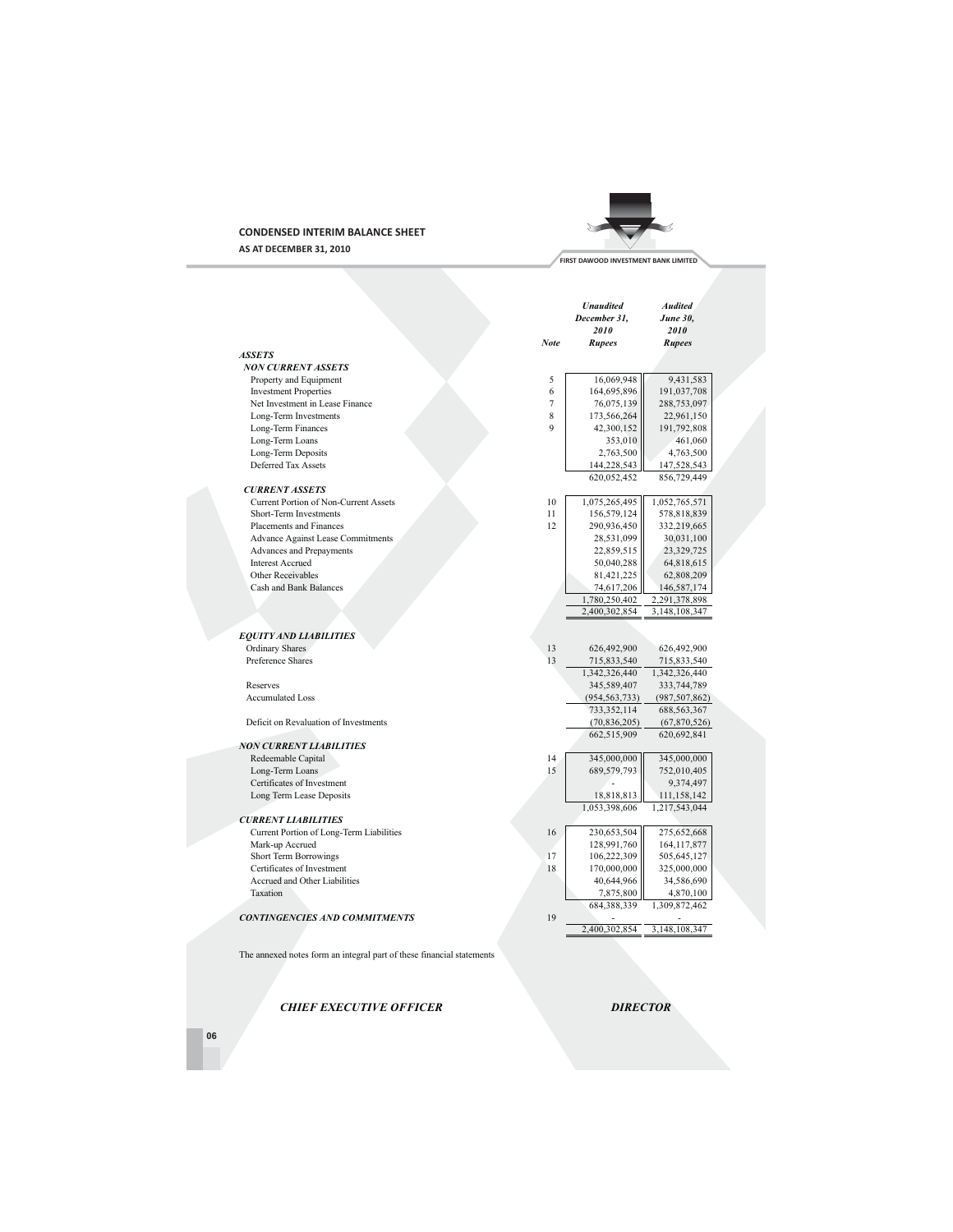# CONDENSED INTERIM BALANCE SHEET

**AS AT DECEMBER 31, 2010**

FIRST DAWOOD INVESTMENT BANK LIMITED

| | Note | *Unaudited December 31, 2010 Rupees* | *Audited June 30, 2010 Rupees* |
|---|---|---|---|
| ***ASSETS*** | | | |
| ***NON CURRENT ASSETS*** | | | |
| Property and Equipment | 5 | 16,069,948 | 9,431,583 |
| Investment Properties | 6 | 164,695,896 | 191,037,708 |
| Net Investment in Lease Finance | 7 | 76,075,139 | 288,753,097 |
| Long-Term Investments | 8 | 173,566,264 | 22,961,150 |
| Long-Term Finances | 9 | 42,300,152 | 191,792,808 |
| Long-Term Loans | | 353,010 | 461,060 |
| Long-Term Deposits | | 2,763,500 | 4,763,500 |
| Deferred Tax Assets | | 144,228,543 | 147,528,543 |
| | | 620,052,452 | 856,729,449 |
| ***CURRENT ASSETS*** | | | |
| Current Portion of Non-Current Assets | 10 | 1,075,265,495 | 1,052,765,571 |
| Short-Term Investments | 11 | 156,579,124 | 578,818,839 |
| Placements and Finances | 12 | 290,936,450 | 332,219,665 |
| Advance Against Lease Commitments | | 28,531,099 | 30,031,100 |
| Advances and Prepayments | | 22,859,515 | 23,329,725 |
| Interest Accrued | | 50,040,288 | 64,818,615 |
| Other Receivables | | 81,421,225 | 62,808,209 |
| Cash and Bank Balances | | 74,617,206 | 146,587,174 |
| | | 1,780,250,402 | 2,291,378,898 |
| | | 2,400,302,854 | 3,148,108,347 |
| ***EQUITY AND LIABILITIES*** | | | |
| Ordinary Shares | 13 | 626,492,900 | 626,492,900 |
| Preference Shares | 13 | 715,833,540 | 715,833,540 |
| | | 1,342,326,440 | 1,342,326,440 |
| Reserves | | 345,589,407 | 333,744,789 |
| Accumulated Loss | | (954,563,733) | (987,507,862) |
| | | 733,352,114 | 688,563,367 |
| Deficit on Revaluation of Investments | | (70,836,205) | (67,870,526) |
| | | 662,515,909 | 620,692,841 |
| ***NON CURRENT LIABILITIES*** | | | |
| Redeemable Capital | 14 | 345,000,000 | 345,000,000 |
| Long-Term Loans | 15 | 689,579,793 | 752,010,405 |
| Certificates of Investment | | - | 9,374,497 |
| Long Term Lease Deposits | | 18,818,813 | 111,158,142 |
| | | 1,053,398,606 | 1,217,543,044 |
| ***CURRENT LIABILITIES*** | | | |
| Current Portion of Long-Term Liabilities | 16 | 230,653,504 | 275,652,668 |
| Mark-up Accrued | | 128,991,760 | 164,117,877 |
| Short Term Borrowings | 17 | 106,222,309 | 505,645,127 |
| Certificates of Investment | 18 | 170,000,000 | 325,000,000 |
| Accrued and Other Liabilities | | 40,644,966 | 34,586,690 |
| Taxation | | 7,875,800 | 4,870,100 |
| | | 684,388,339 | 1,309,872,462 |
| ***CONTINGENCIES AND COMMITMENTS*** | 19 | - | - |
| | | 2,400,302,854 | 3,148,108,347 |

The annexed notes form an integral part of these financial statements

***CHIEF EXECUTIVE OFFICER*** ***DIRECTOR***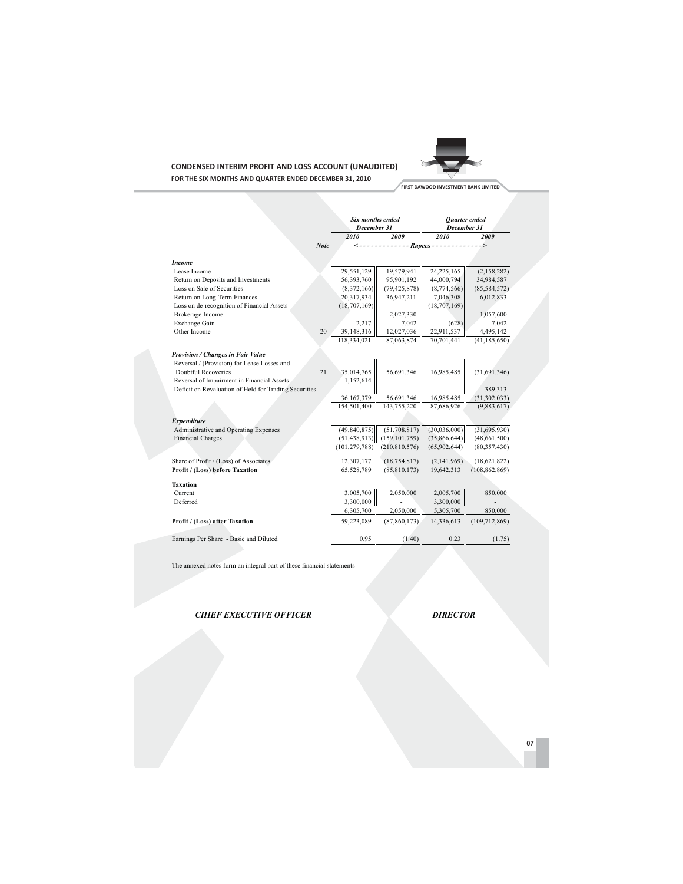# CONDENSED INTERIM PROFIT AND LOSS ACCOUNT (UNAUDITED)

## FOR THE SIX MONTHS AND QUARTER ENDED DECEMBER 31, 2010

|  | Note | *Six months ended December 31* | | *Quarter ended December 31* | |
|---|---|---|---|---|---|
|  |  | *2010* | *2009* | *2010* | *2009* |
|  |  | <------------- *Rupees* | ------------- | ------------- | -------------> |
| ***Income*** |  |  |  |  |  |
| Lease Income |  | 29,551,129 | 19,579,941 | 24,225,165 | (2,158,282) |
| Return on Deposits and Investments |  | 56,393,760 | 95,901,192 | 44,000,794 | 34,984,587 |
| Loss on Sale of Securities |  | (8,372,166) | (79,425,878) | (8,774,566) | (85,584,572) |
| Return on Long-Term Finances |  | 20,317,934 | 36,947,211 | 7,046,308 | 6,012,833 |
| Loss on de-recognition of Financial Assets |  | (18,707,169) | - | (18,707,169) | - |
| Brokerage Income |  | - | 2,027,330 | - | 1,057,600 |
| Exchange Gain |  | 2,217 | 7,042 | (628) | 7,042 |
| Other Income | 20 | 39,148,316 | 12,027,036 | 22,911,537 | 4,495,142 |
|  |  | 118,334,021 | 87,063,874 | 70,701,441 | (41,185,650) |
| ***Provision / Changes in Fair Value*** |  |  |  |  |  |
| Reversal / (Provision) for Lease Losses and Doubtful Recoveries | 21 | 35,014,765 | 56,691,346 | 16,985,485 | (31,691,346) |
| Reversal of Impairment in Financial Assets |  | 1,152,614 | - | - | - |
| Deficit on Revaluation of Held for Trading Securities |  | - | - | - | 389,313 |
|  |  | 36,167,379 | 56,691,346 | 16,985,485 | (31,302,033) |
|  |  | 154,501,400 | 143,755,220 | 87,686,926 | (9,883,617) |
| ***Expenditure*** |  |  |  |  |  |
| Administrative and Operating Expenses |  | (49,840,875) | (51,708,817) | (30,036,000) | (31,695,930) |
| Financial Charges |  | (51,438,913) | (159,101,759) | (35,866,644) | (48,661,500) |
|  |  | (101,279,788) | (210,810,576) | (65,902,644) | (80,357,430) |
| Share of Profit / (Loss) of Associates |  | 12,307,177 | (18,754,817) | (2,141,969) | (18,621,822) |
| **Profit / (Loss) before Taxation** |  | 65,528,789 | (85,810,173) | 19,642,313 | (108,862,869) |
| **Taxation** |  |  |  |  |  |
| Current |  | 3,005,700 | 2,050,000 | 2,005,700 | 850,000 |
| Deferred |  | 3,300,000 | - | 3,300,000 | - |
|  |  | 6,305,700 | 2,050,000 | 5,305,700 | 850,000 |
| **Profit / (Loss) after Taxation** |  | 59,223,089 | (87,860,173) | 14,336,613 | (109,712,869) |
| Earnings Per Share - Basic and Diluted |  | 0.95 | (1.40) | 0.23 | (1.75) |

The annexed notes form an integral part of these financial statements

***CHIEF EXECUTIVE OFFICER*** | ***DIRECTOR***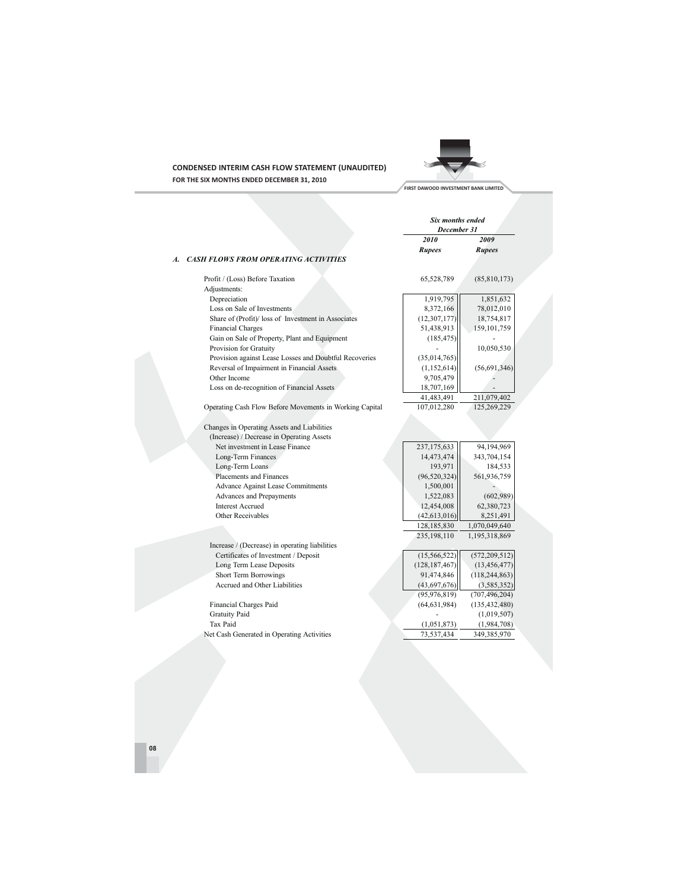## CONDENSED INTERIM CASH FLOW STATEMENT (UNAUDITED)

**FOR THE SIX MONTHS ENDED DECEMBER 31, 2010**

FIRST DAWOOD INVESTMENT BANK LIMITED

| | Six months ended December 31 | |
|---|---|---|
| | **2010** | **2009** |
| | **Rupees** | **Rupees** |
| ***A. CASH FLOWS FROM OPERATING ACTIVITIES*** | | |
| Profit / (Loss) Before Taxation | 65,528,789 | (85,810,173) |
| Adjustments: | | |
| Depreciation | 1,919,795 | 1,851,632 |
| Loss on Sale of Investments | 8,372,166 | 78,012,010 |
| Share of (Profit)/ loss of Investment in Associates | (12,307,177) | 18,754,817 |
| Financial Charges | 51,438,913 | 159,101,759 |
| Gain on Sale of Property, Plant and Equipment | (185,475) | - |
| Provision for Gratuity | - | 10,050,530 |
| Provision against Lease Losses and Doubtful Recoveries | (35,014,765) | |
| Reversal of Impairment in Financial Assets | (1,152,614) | (56,691,346) |
| Other Income | 9,705,479 | - |
| Loss on de-recognition of Financial Assets | 18,707,169 | - |
| | 41,483,491 | 211,079,402 |
| Operating Cash Flow Before Movements in Working Capital | 107,012,280 | 125,269,229 |
| Changes in Operating Assets and Liabilities | | |
| (Increase) / Decrease in Operating Assets | | |
| Net investment in Lease Finance | 237,175,633 | 94,194,969 |
| Long-Term Finances | 14,473,474 | 343,704,154 |
| Long-Term Loans | 193,971 | 184,533 |
| Placements and Finances | (96,520,324) | 561,936,759 |
| Advance Against Lease Commitments | 1,500,001 | - |
| Advances and Prepayments | 1,522,083 | (602,989) |
| Interest Accrued | 12,454,008 | 62,380,723 |
| Other Receivables | (42,613,016) | 8,251,491 |
| | 128,185,830 | 1,070,049,640 |
| | 235,198,110 | 1,195,318,869 |
| Increase / (Decrease) in operating liabilities | | |
| Certificates of Investment / Deposit | (15,566,522) | (572,209,512) |
| Long Term Lease Deposits | (128,187,467) | (13,456,477) |
| Short Term Borrowings | 91,474,846 | (118,244,863) |
| Accrued and Other Liabilities | (43,697,676) | (3,585,352) |
| | (95,976,819) | (707,496,204) |
| Financial Charges Paid | (64,631,984) | (135,432,480) |
| Gratuity Paid | - | (1,019,507) |
| Tax Paid | (1,051,873) | (1,984,708) |
| Net Cash Generated in Operating Activities | 73,537,434 | 349,385,970 |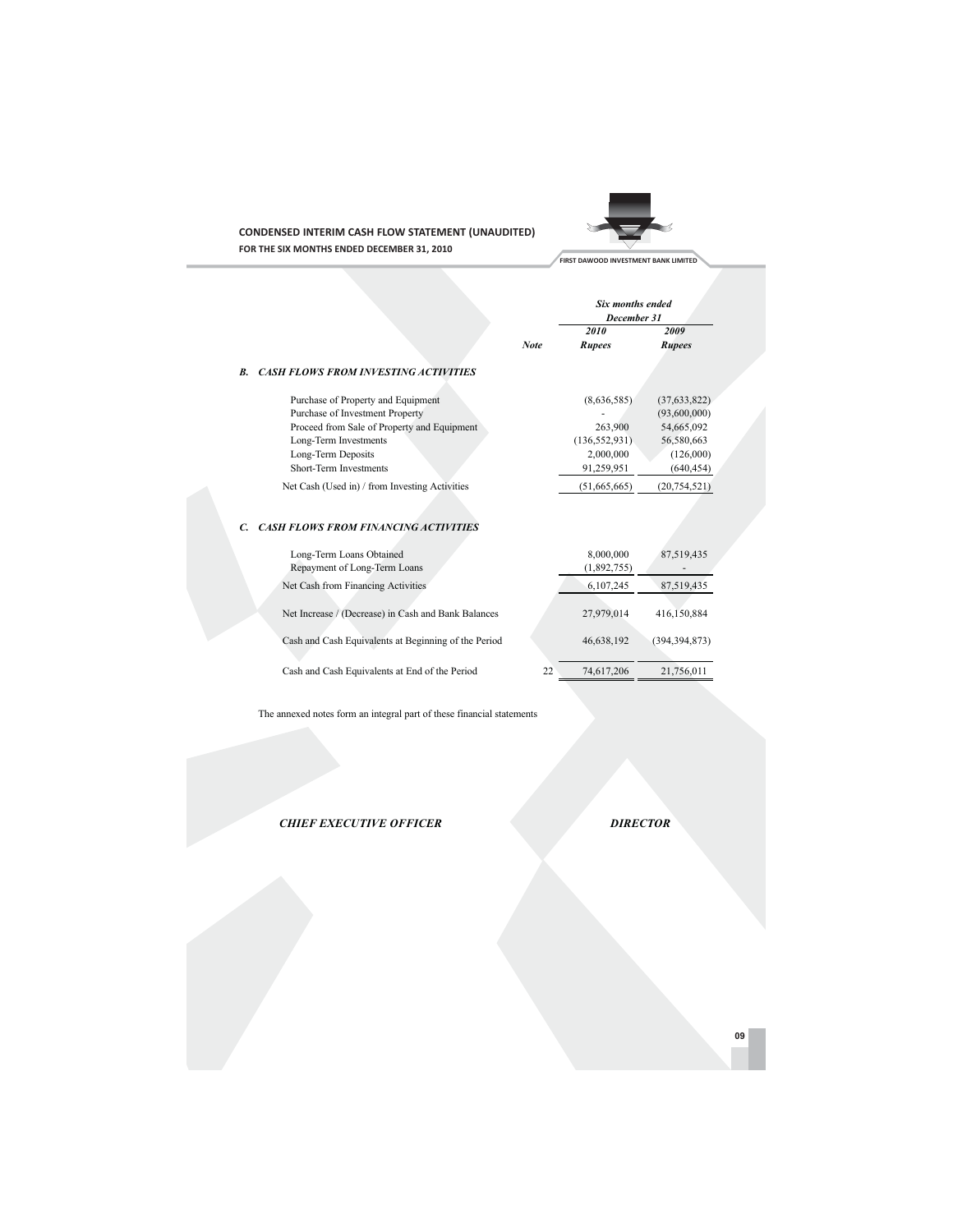## CONDENSED INTERIM CASH FLOW STATEMENT (UNAUDITED)

**FOR THE SIX MONTHS ENDED DECEMBER 31, 2010**

| | *Note* | *Six months ended December 31* | |
|---|---|---|---|
| | | ***2010*** | ***2009*** |
| | | ***Rupees*** | ***Rupees*** |
| ***B. CASH FLOWS FROM INVESTING ACTIVITIES*** | | | |
| Purchase of Property and Equipment | | (8,636,585) | (37,633,822) |
| Purchase of Investment Property | | - | (93,600,000) |
| Proceed from Sale of Property and Equipment | | 263,900 | 54,665,092 |
| Long-Term Investments | | (136,552,931) | 56,580,663 |
| Long-Term Deposits | | 2,000,000 | (126,000) |
| Short-Term Investments | | 91,259,951 | (640,454) |
| Net Cash (Used in) / from Investing Activities | | (51,665,665) | (20,754,521) |
| ***C. CASH FLOWS FROM FINANCING ACTIVITIES*** | | | |
| Long-Term Loans Obtained | | 8,000,000 | 87,519,435 |
| Repayment of Long-Term Loans | | (1,892,755) | - |
| Net Cash from Financing Activities | | 6,107,245 | 87,519,435 |
| Net Increase / (Decrease) in Cash and Bank Balances | | 27,979,014 | 416,150,884 |
| Cash and Cash Equivalents at Beginning of the Period | | 46,638,192 | (394,394,873) |
| Cash and Cash Equivalents at End of the Period | 22 | 74,617,206 | 21,756,011 |

The annexed notes form an integral part of these financial statements

***CHIEF EXECUTIVE OFFICER*** ***DIRECTOR***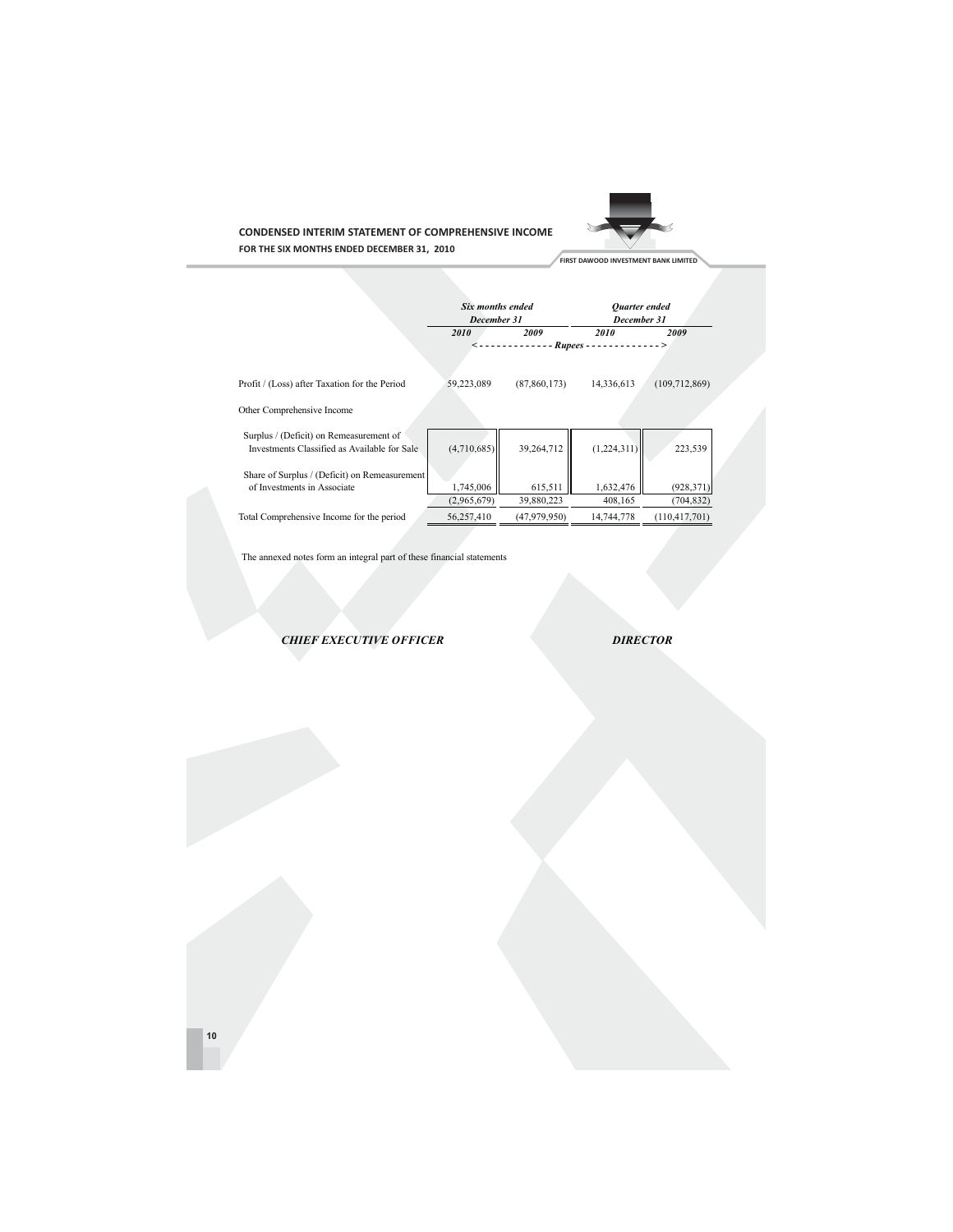# CONDENSED INTERIM STATEMENT OF COMPREHENSIVE INCOME

**FOR THE SIX MONTHS ENDED DECEMBER 31, 2010**

**FIRST DAWOOD INVESTMENT BANK LIMITED**

| | *Six months ended December 31* | | *Quarter ended December 31* | |
|---|---|---|---|---|
| | ***2010*** | ***2009*** | ***2010*** | ***2009*** |
| | <------------- *Rupees* -------------> | | | |
| Profit / (Loss) after Taxation for the Period | 59,223,089 | (87,860,173) | 14,336,613 | (109,712,869) |
| Other Comprehensive Income | | | | |
| Surplus / (Deficit) on Remeasurement of Investments Classified as Available for Sale | (4,710,685) | 39,264,712 | (1,224,311) | 223,539 |
| Share of Surplus / (Deficit) on Remeasurement of Investments in Associate | 1,745,006 | 615,511 | 1,632,476 | (928,371) |
| | (2,965,679) | 39,880,223 | 408,165 | (704,832) |
| Total Comprehensive Income for the period | 56,257,410 | (47,979,950) | 14,744,778 | (110,417,701) |

The annexed notes form an integral part of these financial statements

***CHIEF EXECUTIVE OFFICER*** ***DIRECTOR***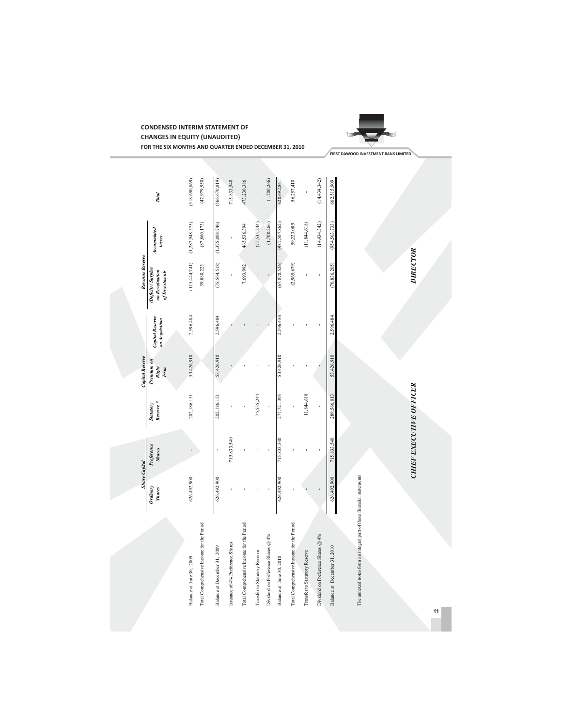# CONDENSED INTERIM STATEMENT OF CHANGES IN EQUITY (UNAUDITED)

**FOR THE SIX MONTHS AND QUARTER ENDED DECEMBER 31, 2010**

| | Share Capital | | Capital Reserve | | | Revenue Reserve | | |
|---|---|---|---|---|---|---|---|---|
| | *Ordinary Shares* | *Preference Shares* | *Statutory Reserve \** | *Premium on Right Issue* | *Capital Reserve on Acquisition* | *(Deficit) / Surplus on Revaluation of Investments* | *Accumulated losses* | *Total* |
| Balance at June 30, 2009 | 626,492,900 | - | 202,186,151 | 53,426,910 | 2,596,484 | (115,444,741) | (1,287,948,573) | (518,690,869) |
| Total Comprehensive Income for the Period | | | | | | 39,880,223 | (87,860,173) | (47,979,950) |
| Balance at December 31, 2009 | 626,492,900 | - | 202,186,151 | 53,426,910 | 2,596,484 | (75,564,518) | (1,375,808,746) | (566,670,819) |
| Issuance of 4% Preference Shares | - | 715,833,540 | - | - | - | - | - | 715,833,540 |
| Total Comprehensive Income for the Period | - | - | - | - | - | 7,693,992 | 465,536,394 | 473,230,386 |
| Transfer to Statutory Reserve | - | - | 75,535,244 | - | - | - | (75,535,244) | - |
| Dividend on Preference Shares @ 4% | - | - | - | - | - | - | (1,700,266) | (1,700,266) |
| Balance at June 30, 2010 | 626,492,900 | 715,833,540 | 277,721,395 | 53,426,910 | 2,596,484 | (67,870,526) | (987,507,862) | 620,692,841 |
| Total Comprehensive Income for the Period | - | - | - | - | - | (2,965,679) | 59,223,089 | 56,257,410 |
| Transfer to Statutory Reserve | - | - | 11,844,618 | - | - | - | (11,844,618) | - |
| Dividend on Preference Shares @ 4% | - | - | - | - | - | - | (14,434,342) | (14,434,342) |
| Balance at December 31, 2010 | 626,492,900 | 715,833,540 | 289,566,013 | 53,426,910 | 2,596,484 | (70,836,205) | (954,563,733) | 662,515,909 |

The annexed notes form an integral part of these financial statements

***CHIEF EXECUTIVE OFFICER*** ***DIRECTOR***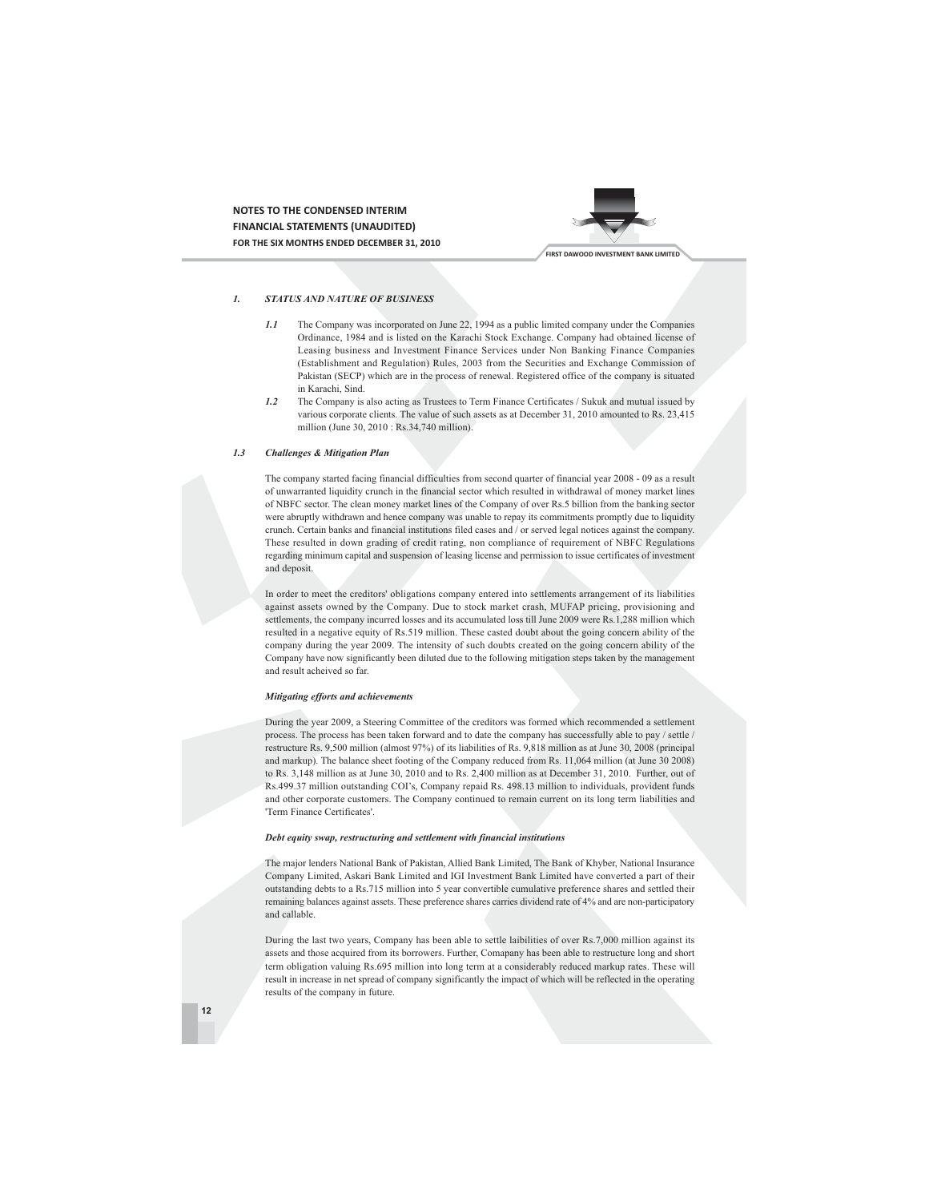## 1. STATUS AND NATURE OF BUSINESS

*1.1* The Company was incorporated on June 22, 1994 as a public limited company under the Companies Ordinance, 1984 and is listed on the Karachi Stock Exchange. Company had obtained license of Leasing business and Investment Finance Services under Non Banking Finance Companies (Establishment and Regulation) Rules, 2003 from the Securities and Exchange Commission of Pakistan (SECP) which are in the process of renewal. Registered office of the company is situated in Karachi, Sind.

*1.2* The Company is also acting as Trustees to Term Finance Certificates / Sukuk and mutual issued by various corporate clients. The value of such assets as at December 31, 2010 amounted to Rs. 23,415 million (June 30, 2010 : Rs.34,740 million).

### 1.3 Challenges & Mitigation Plan

The company started facing financial difficulties from second quarter of financial year 2008 - 09 as a result of unwarranted liquidity crunch in the financial sector which resulted in withdrawal of money market lines of NBFC sector. The clean money market lines of the Company of over Rs.5 billion from the banking sector were abruptly withdrawn and hence company was unable to repay its commitments promptly due to liquidity crunch. Certain banks and financial institutions filed cases and / or served legal notices against the company. These resulted in down grading of credit rating, non compliance of requirement of NBFC Regulations regarding minimum capital and suspension of leasing license and permission to issue certificates of investment and deposit.

In order to meet the creditors' obligations company entered into settlements arrangement of its liabilities against assets owned by the Company. Due to stock market crash, MUFAP pricing, provisioning and settlements, the company incurred losses and its accumulated loss till June 2009 were Rs.1,288 million which resulted in a negative equity of Rs.519 million. These casted doubt about the going concern ability of the company during the year 2009. The intensity of such doubts created on the going concern ability of the Company have now significantly been diluted due to the following mitigation steps taken by the management and result acheived so far.

***Mitigating efforts and achievements***

During the year 2009, a Steering Committee of the creditors was formed which recommended a settlement process. The process has been taken forward and to date the company has successfully able to pay / settle / restructure Rs. 9,500 million (almost 97%) of its liabilities of Rs. 9,818 million as at June 30, 2008 (principal and markup). The balance sheet footing of the Company reduced from Rs. 11,064 million (at June 30 2008) to Rs. 3,148 million as at June 30, 2010 and to Rs. 2,400 million as at December 31, 2010. Further, out of Rs.499.37 million outstanding COI's, Company repaid Rs. 498.13 million to individuals, provident funds and other corporate customers. The Company continued to remain current on its long term liabilities and 'Term Finance Certificates'.

***Debt equity swap, restructuring and settlement with financial institutions***

The major lenders National Bank of Pakistan, Allied Bank Limited, The Bank of Khyber, National Insurance Company Limited, Askari Bank Limited and IGI Investment Bank Limited have converted a part of their outstanding debts to a Rs.715 million into 5 year convertible cumulative preference shares and settled their remaining balances against assets. These preference shares carries dividend rate of 4% and are non-participatory and callable.

During the last two years, Company has been able to settle laibilities of over Rs.7,000 million against its assets and those acquired from its borrowers. Further, Comapany has been able to restructure long and short term obligation valuing Rs.695 million into long term at a considerably reduced markup rates. These will result in increase in net spread of company significantly the impact of which will be reflected in the operating results of the company in future.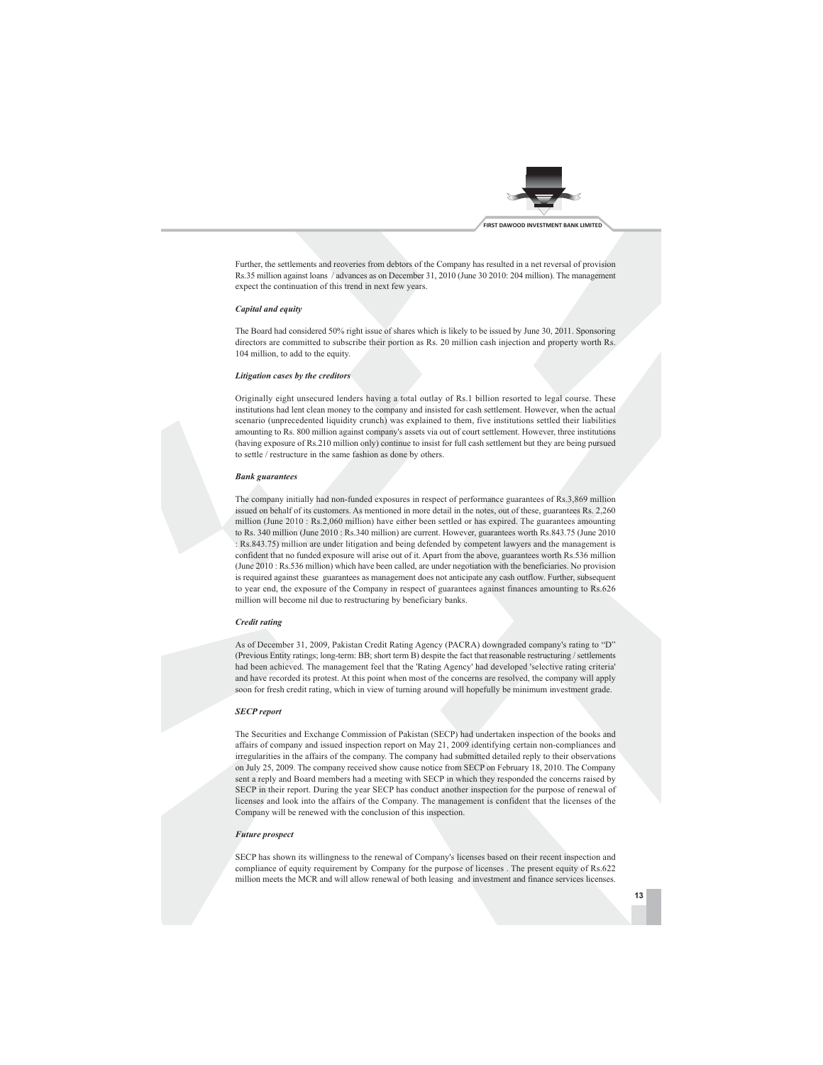Further, the settlements and reoveries from debtors of the Company has resulted in a net reversal of provision Rs.35 million against loans / advances as on December 31, 2010 (June 30 2010: 204 million). The management expect the continuation of this trend in next few years.

### *Capital and equity*

The Board had considered 50% right issue of shares which is likely to be issued by June 30, 2011. Sponsoring directors are committed to subscribe their portion as Rs. 20 million cash injection and property worth Rs. 104 million, to add to the equity.

### *Litigation cases by the creditors*

Originally eight unsecured lenders having a total outlay of Rs.1 billion resorted to legal course. These institutions had lent clean money to the company and insisted for cash settlement. However, when the actual scenario (unprecedented liquidity crunch) was explained to them, five institutions settled their liabilities amounting to Rs. 800 million against company's assets via out of court settlement. However, three institutions (having exposure of Rs.210 million only) continue to insist for full cash settlement but they are being pursued to settle / restructure in the same fashion as done by others.

### *Bank guarantees*

The company initially had non-funded exposures in respect of performance guarantees of Rs.3,869 million issued on behalf of its customers. As mentioned in more detail in the notes, out of these, guarantees Rs. 2,260 million (June 2010 : Rs.2,060 million) have either been settled or has expired. The guarantees amounting to Rs. 340 million (June 2010 : Rs.340 million) are current. However, guarantees worth Rs.843.75 (June 2010 : Rs.843.75) million are under litigation and being defended by competent lawyers and the management is confident that no funded exposure will arise out of it. Apart from the above, guarantees worth Rs.536 million (June 2010 : Rs.536 million) which have been called, are under negotiation with the beneficiaries. No provision is required against these guarantees as management does not anticipate any cash outflow. Further, subsequent to year end, the exposure of the Company in respect of guarantees against finances amounting to Rs.626 million will become nil due to restructuring by beneficiary banks.

### *Credit rating*

As of December 31, 2009, Pakistan Credit Rating Agency (PACRA) downgraded company's rating to "D" (Previous Entity ratings; long-term: BB; short term B) despite the fact that reasonable restructuring / settlements had been achieved. The management feel that the 'Rating Agency' had developed 'selective rating criteria' and have recorded its protest. At this point when most of the concerns are resolved, the company will apply soon for fresh credit rating, which in view of turning around will hopefully be minimum investment grade.

### *SECP report*

The Securities and Exchange Commission of Pakistan (SECP) had undertaken inspection of the books and affairs of company and issued inspection report on May 21, 2009 identifying certain non-compliances and irregularities in the affairs of the company. The company had submitted detailed reply to their observations on July 25, 2009. The company received show cause notice from SECP on February 18, 2010. The Company sent a reply and Board members had a meeting with SECP in which they responded the concerns raised by SECP in their report. During the year SECP has conduct another inspection for the purpose of renewal of licenses and look into the affairs of the Company. The management is confident that the licenses of the Company will be renewed with the conclusion of this inspection.

### *Future prospect*

SECP has shown its willingness to the renewal of Company's licenses based on their recent inspection and compliance of equity requirement by Company for the purpose of licenses . The present equity of Rs.622 million meets the MCR and will allow renewal of both leasing and investment and finance services licenses.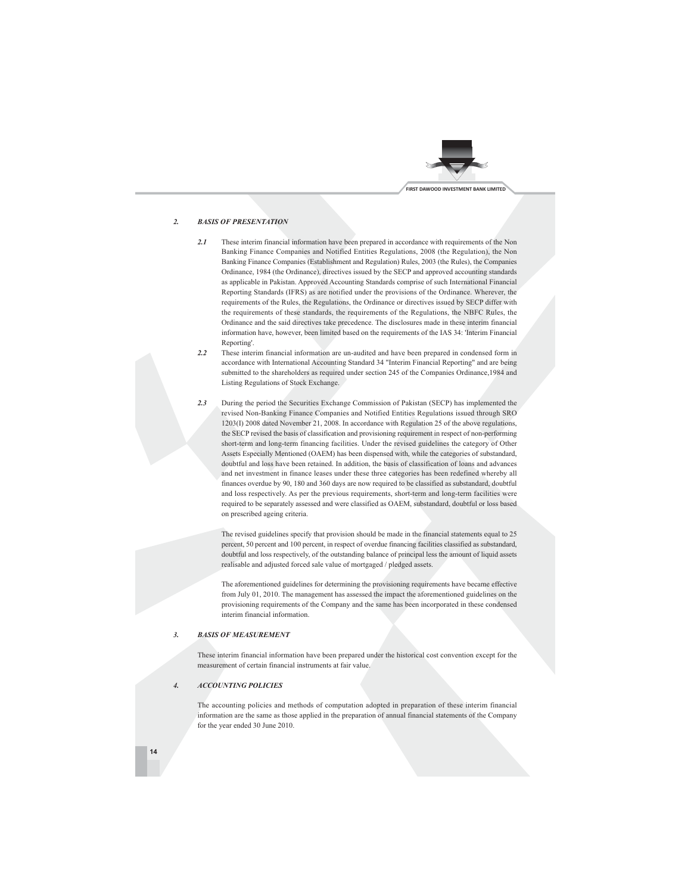## 2. *BASIS OF PRESENTATION*

***2.1*** These interim financial information have been prepared in accordance with requirements of the Non Banking Finance Companies and Notified Entities Regulations, 2008 (the Regulation), the Non Banking Finance Companies (Establishment and Regulation) Rules, 2003 (the Rules), the Companies Ordinance, 1984 (the Ordinance), directives issued by the SECP and approved accounting standards as applicable in Pakistan. Approved Accounting Standards comprise of such International Financial Reporting Standards (IFRS) as are notified under the provisions of the Ordinance. Wherever, the requirements of the Rules, the Regulations, the Ordinance or directives issued by SECP differ with the requirements of these standards, the requirements of the Regulations, the NBFC Rules, the Ordinance and the said directives take precedence. The disclosures made in these interim financial information have, however, been limited based on the requirements of the IAS 34: 'Interim Financial Reporting'.

***2.2*** These interim financial information are un-audited and have been prepared in condensed form in accordance with International Accounting Standard 34 "Interim Financial Reporting" and are being submitted to the shareholders as required under section 245 of the Companies Ordinance,1984 and Listing Regulations of Stock Exchange.

***2.3*** During the period the Securities Exchange Commission of Pakistan (SECP) has implemented the revised Non-Banking Finance Companies and Notified Entities Regulations issued through SRO 1203(I) 2008 dated November 21, 2008. In accordance with Regulation 25 of the above regulations, the SECP revised the basis of classification and provisioning requirement in respect of non-performing short-term and long-term financing facilities. Under the revised guidelines the category of Other Assets Especially Mentioned (OAEM) has been dispensed with, while the categories of substandard, doubtful and loss have been retained. In addition, the basis of classification of loans and advances and net investment in finance leases under these three categories has been redefined whereby all finances overdue by 90, 180 and 360 days are now required to be classified as substandard, doubtful and loss respectively. As per the previous requirements, short-term and long-term facilities were required to be separately assessed and were classified as OAEM, substandard, doubtful or loss based on prescribed ageing criteria.

The revised guidelines specify that provision should be made in the financial statements equal to 25 percent, 50 percent and 100 percent, in respect of overdue financing facilities classified as substandard, doubtful and loss respectively, of the outstanding balance of principal less the amount of liquid assets realisable and adjusted forced sale value of mortgaged / pledged assets.

The aforementioned guidelines for determining the provisioning requirements have became effective from July 01, 2010. The management has assessed the impact the aforementioned guidelines on the provisioning requirements of the Company and the same has been incorporated in these condensed interim financial information.

## 3. *BASIS OF MEASUREMENT*

These interim financial information have been prepared under the historical cost convention except for the measurement of certain financial instruments at fair value.

## 4. *ACCOUNTING POLICIES*

The accounting policies and methods of computation adopted in preparation of these interim financial information are the same as those applied in the preparation of annual financial statements of the Company for the year ended 30 June 2010.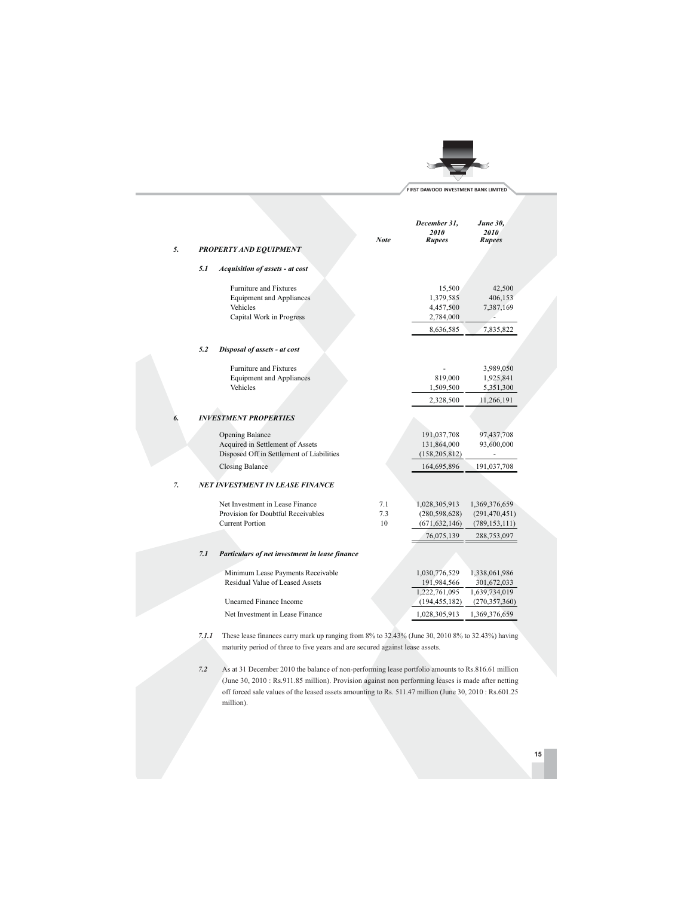| | Note | December 31, 2010 Rupees | June 30, 2010 Rupees |
|---|---|---|---|
| **5. PROPERTY AND EQUIPMENT** | | | |
| **5.1 Acquisition of assets - at cost** | | | |
| Furniture and Fixtures | | 15,500 | 42,500 |
| Equipment and Appliances | | 1,379,585 | 406,153 |
| Vehicles | | 4,457,500 | 7,387,169 |
| Capital Work in Progress | | 2,784,000 | - |
| | | 8,636,585 | 7,835,822 |
| **5.2 Disposal of assets - at cost** | | | |
| Furniture and Fixtures | | - | 3,989,050 |
| Equipment and Appliances | | 819,000 | 1,925,841 |
| Vehicles | | 1,509,500 | 5,351,300 |
| | | 2,328,500 | 11,266,191 |
| **6. INVESTMENT PROPERTIES** | | | |
| Opening Balance | | 191,037,708 | 97,437,708 |
| Acquired in Settlement of Assets | | 131,864,000 | 93,600,000 |
| Disposed Off in Settlement of Liabilities | | (158,205,812) | - |
| Closing Balance | | 164,695,896 | 191,037,708 |
| **7. NET INVESTMENT IN LEASE FINANCE** | | | |
| Net Investment in Lease Finance | 7.1 | 1,028,305,913 | 1,369,376,659 |
| Provision for Doubtful Receivables | 7.3 | (280,598,628) | (291,470,451) |
| Current Portion | 10 | (671,632,146) | (789,153,111) |
| | | 76,075,139 | 288,753,097 |
| **7.1 Particulars of net investment in lease finance** | | | |
| Minimum Lease Payments Receivable | | 1,030,776,529 | 1,338,061,986 |
| Residual Value of Leased Assets | | 191,984,566 | 301,672,033 |
| | | 1,222,761,095 | 1,639,734,019 |
| Unearned Finance Income | | (194,455,182) | (270,357,360) |
| Net Investment in Lease Finance | | 1,028,305,913 | 1,369,376,659 |

*7.1.1* These lease finances carry mark up ranging from 8% to 32.43% (June 30, 2010 8% to 32.43%) having maturity period of three to five years and are secured against lease assets.

*7.2* As at 31 December 2010 the balance of non-performing lease portfolio amounts to Rs.816.61 million (June 30, 2010 : Rs.911.85 million). Provision against non performing leases is made after netting off forced sale values of the leased assets amounting to Rs. 511.47 million (June 30, 2010 : Rs.601.25 million).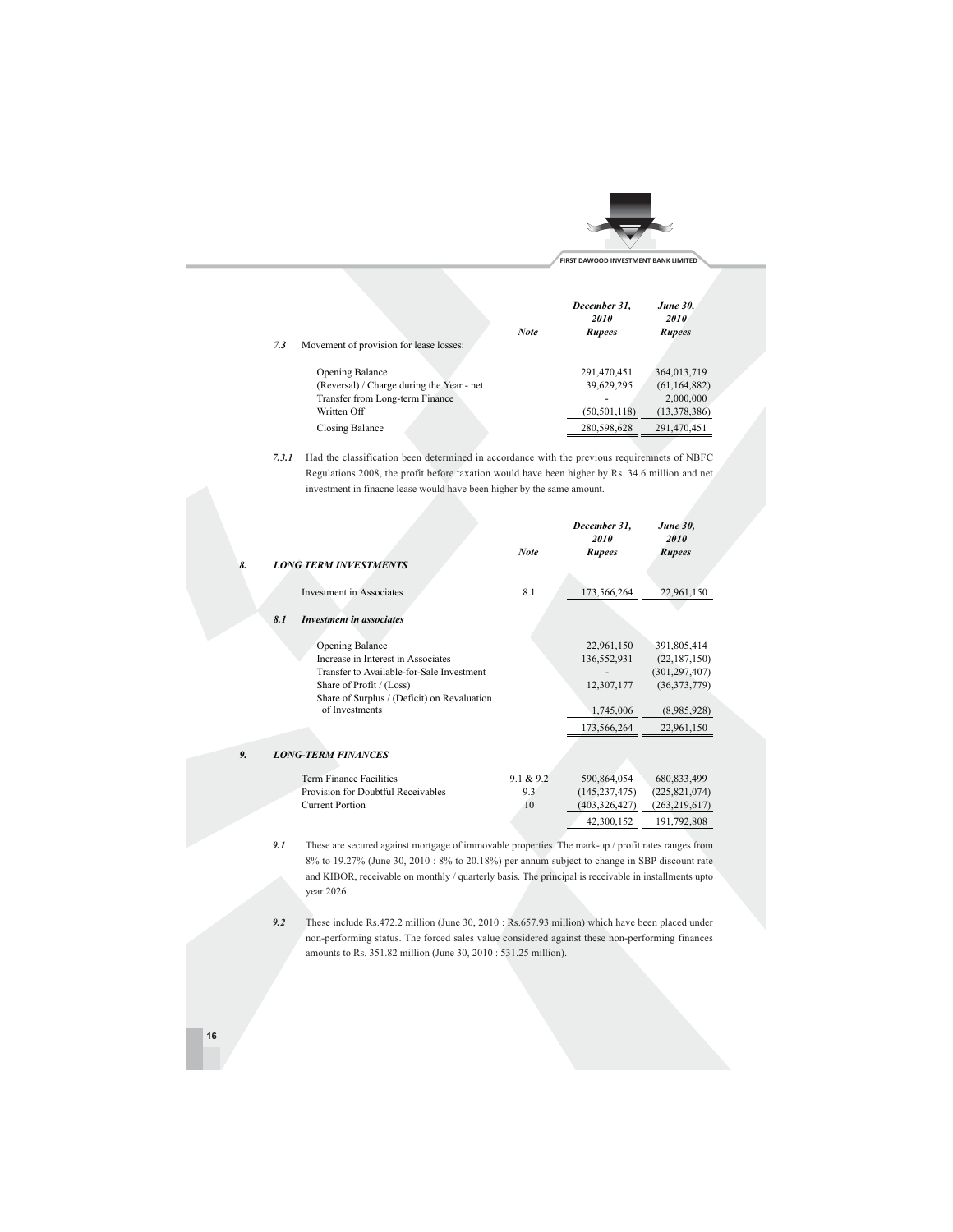| | | Note | December 31, 2010 Rupees | June 30, 2010 Rupees |
|---|---|---|---|---|
| 7.3 | Movement of provision for lease losses: | | | |
| | Opening Balance | | 291,470,451 | 364,013,719 |
| | (Reversal) / Charge during the Year - net | | 39,629,295 | (61,164,882) |
| | Transfer from Long-term Finance | | - | 2,000,000 |
| | Written Off | | (50,501,118) | (13,378,386) |
| | Closing Balance | | 280,598,628 | 291,470,451 |

*7.3.1* Had the classification been determined in accordance with the previous requiremnets of NBFC Regulations 2008, the profit before taxation would have been higher by Rs. 34.6 million and net investment in finacne lease would have been higher by the same amount.

| | | Note | December 31, 2010 Rupees | June 30, 2010 Rupees |
|---|---|---|---|---|
| **8.** | ***LONG TERM INVESTMENTS*** | | | |
| | Investment in Associates | 8.1 | 173,566,264 | 22,961,150 |
| **8.1** | ***Investment in associates*** | | | |
| | Opening Balance | | 22,961,150 | 391,805,414 |
| | Increase in Interest in Associates | | 136,552,931 | (22,187,150) |
| | Transfer to Available-for-Sale Investment | | - | (301,297,407) |
| | Share of Profit / (Loss) | | 12,307,177 | (36,373,779) |
| | Share of Surplus / (Deficit) on Revaluation of Investments | | 1,745,006 | (8,985,928) |
| | | | 173,566,264 | 22,961,150 |

| | | Note | December 31, 2010 Rupees | June 30, 2010 Rupees |
|---|---|---|---|---|
| **9.** | ***LONG-TERM FINANCES*** | | | |
| | Term Finance Facilities | 9.1 & 9.2 | 590,864,054 | 680,833,499 |
| | Provision for Doubtful Receivables | 9.3 | (145,237,475) | (225,821,074) |
| | Current Portion | 10 | (403,326,427) | (263,219,617) |
| | | | 42,300,152 | 191,792,808 |

**9.1** These are secured against mortgage of immovable properties. The mark-up / profit rates ranges from 8% to 19.27% (June 30, 2010 : 8% to 20.18%) per annum subject to change in SBP discount rate and KIBOR, receivable on monthly / quarterly basis. The principal is receivable in installments upto year 2026.

**9.2** These include Rs.472.2 million (June 30, 2010 : Rs.657.93 million) which have been placed under non-performing status. The forced sales value considered against these non-performing finances amounts to Rs. 351.82 million (June 30, 2010 : 531.25 million).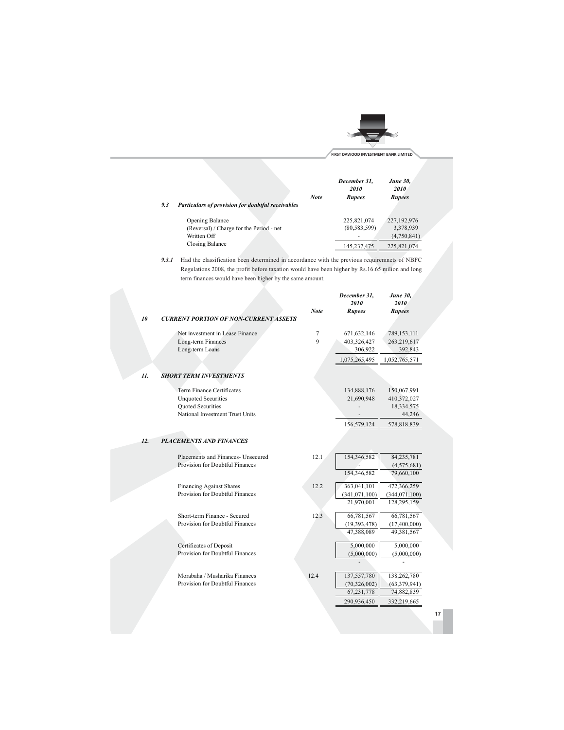| | Note | December 31, 2010 Rupees | June 30, 2010 Rupees |
|---|---|---|---|
| **9.3 Particulars of provision for doubtful receivables** | | | |
| Opening Balance | | 225,821,074 | 227,192,976 |
| (Reversal) / Charge for the Period - net | | (80,583,599) | 3,378,939 |
| Written Off | | - | (4,750,841) |
| Closing Balance | | 145,237,475 | 225,821,074 |

**9.3.1** Had the classification been determined in accordance with the previous requiremnets of NBFC Regulations 2008, the profit before taxation would have been higher by Rs.16.65 milion and long term finances would have been higher by the same amount.

| | Note | December 31, 2010 Rupees | June 30, 2010 Rupees |
|---|---|---|---|
| **10 CURRENT PORTION OF NON-CURRENT ASSETS** | | | |
| Net investment in Lease Finance | 7 | 671,632,146 | 789,153,111 |
| Long-term Finances | 9 | 403,326,427 | 263,219,617 |
| Long-term Loans | | 306,922 | 392,843 |
| | | 1,075,265,495 | 1,052,765,571 |
| **11. SHORT TERM INVESTMENTS** | | | |
| Term Finance Certificates | | 134,888,176 | 150,067,991 |
| Unquoted Securities | | 21,690,948 | 410,372,027 |
| Quoted Securities | | - | 18,334,575 |
| National Investment Trust Units | | - | 44,246 |
| | | 156,579,124 | 578,818,839 |
| **12. PLACEMENTS AND FINANCES** | | | |
| Placements and Finances- Unsecured | 12.1 | 154,346,582 | 84,235,781 |
| Provision for Doubtful Finances | | - | (4,575,681) |
| | | 154,346,582 | 79,660,100 |
| Financing Against Shares | 12.2 | 363,041,101 | 472,366,259 |
| Provision for Doubtful Finances | | (341,071,100) | (344,071,100) |
| | | 21,970,001 | 128,295,159 |
| Short-term Finance - Secured | 12.3 | 66,781,567 | 66,781,567 |
| Provision for Doubtful Finances | | (19,393,478) | (17,400,000) |
| | | 47,388,089 | 49,381,567 |
| Certificates of Deposit | | 5,000,000 | 5,000,000 |
| Provision for Doubtful Finances | | (5,000,000) | (5,000,000) |
| | | - | - |
| Morabaha / Musharika Finances | 12.4 | 137,557,780 | 138,262,780 |
| Provision for Doubtful Finances | | (70,326,002) | (63,379,941) |
| | | 67,231,778 | 74,882,839 |
| | | 290,936,450 | 332,219,665 |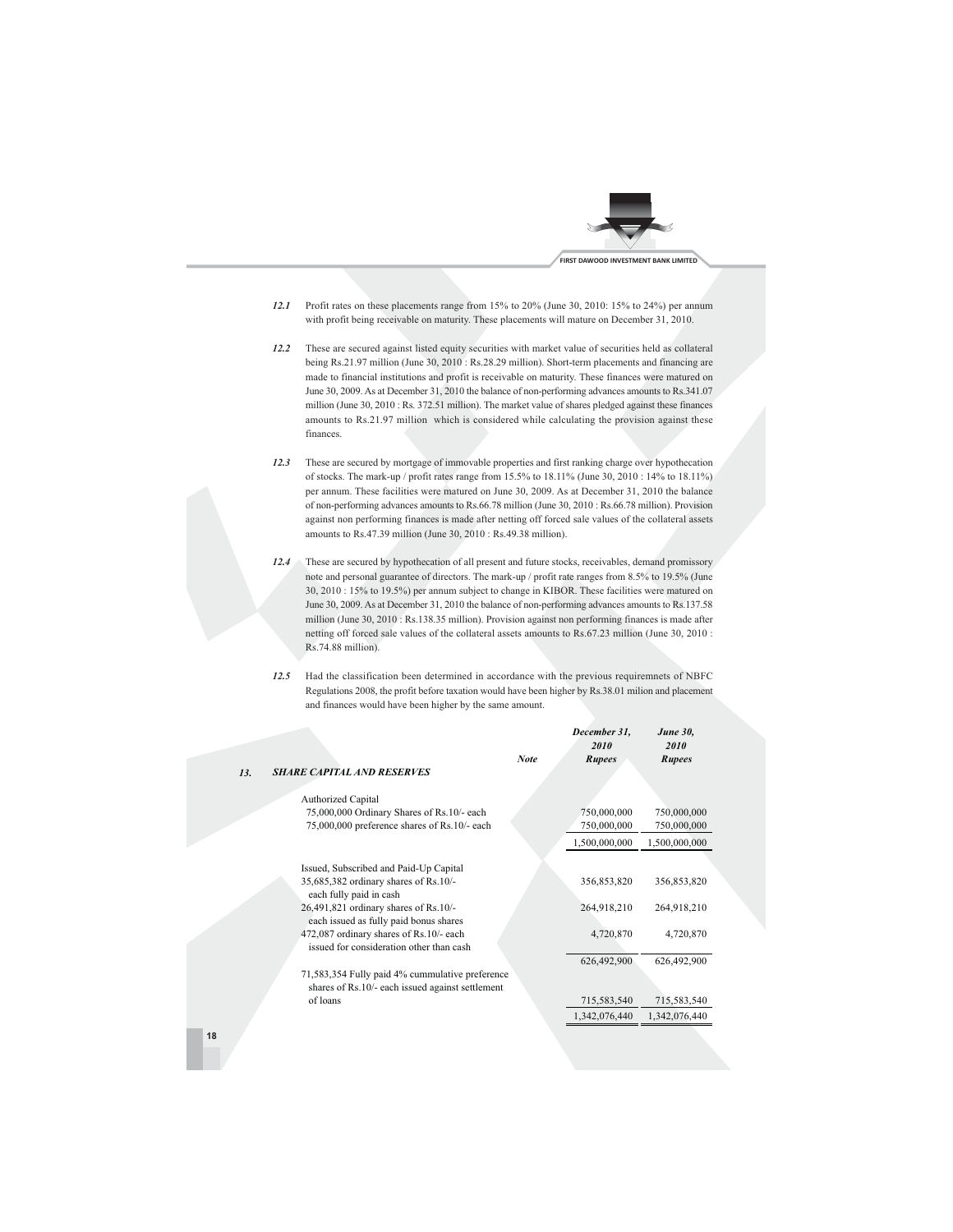*12.1* Profit rates on these placements range from 15% to 20% (June 30, 2010: 15% to 24%) per annum with profit being receivable on maturity. These placements will mature on December 31, 2010.

*12.2* These are secured against listed equity securities with market value of securities held as collateral being Rs.21.97 million (June 30, 2010 : Rs.28.29 million). Short-term placements and financing are made to financial institutions and profit is receivable on maturity. These finances were matured on June 30, 2009. As at December 31, 2010 the balance of non-performing advances amounts to Rs.341.07 million (June 30, 2010 : Rs. 372.51 million). The market value of shares pledged against these finances amounts to Rs.21.97 million which is considered while calculating the provision against these finances.

*12.3* These are secured by mortgage of immovable properties and first ranking charge over hypothecation of stocks. The mark-up / profit rates range from 15.5% to 18.11% (June 30, 2010 : 14% to 18.11%) per annum. These facilities were matured on June 30, 2009. As at December 31, 2010 the balance of non-performing advances amounts to Rs.66.78 million (June 30, 2010 : Rs.66.78 million). Provision against non performing finances is made after netting off forced sale values of the collateral assets amounts to Rs.47.39 million (June 30, 2010 : Rs.49.38 million).

*12.4* These are secured by hypothecation of all present and future stocks, receivables, demand promissory note and personal guarantee of directors. The mark-up / profit rate ranges from 8.5% to 19.5% (June 30, 2010 : 15% to 19.5%) per annum subject to change in KIBOR. These facilities were matured on June 30, 2009. As at December 31, 2010 the balance of non-performing advances amounts to Rs.137.58 million (June 30, 2010 : Rs.138.35 million). Provision against non performing finances is made after netting off forced sale values of the collateral assets amounts to Rs.67.23 million (June 30, 2010 : Rs.74.88 million).

*12.5* Had the classification been determined in accordance with the previous requiremnets of NBFC Regulations 2008, the profit before taxation would have been higher by Rs.38.01 milion and placement and finances would have been higher by the same amount.

| | Note | *December 31, 2010 Rupees* | *June 30, 2010 Rupees* |
|---|---|---|---|
| ***13. SHARE CAPITAL AND RESERVES*** | | | |
| Authorized Capital | | | |
| 75,000,000 Ordinary Shares of Rs.10/- each | | 750,000,000 | 750,000,000 |
| 75,000,000 preference shares of Rs.10/- each | | 750,000,000 | 750,000,000 |
| | | 1,500,000,000 | 1,500,000,000 |
| Issued, Subscribed and Paid-Up Capital | | | |
| 35,685,382 ordinary shares of Rs.10/- each fully paid in cash | | 356,853,820 | 356,853,820 |
| 26,491,821 ordinary shares of Rs.10/- each issued as fully paid bonus shares | | 264,918,210 | 264,918,210 |
| 472,087 ordinary shares of Rs.10/- each issued for consideration other than cash | | 4,720,870 | 4,720,870 |
| | | 626,492,900 | 626,492,900 |
| 71,583,354 Fully paid 4% cummulative preference shares of Rs.10/- each issued against settlement of loans | | 715,583,540 | 715,583,540 |
| | | 1,342,076,440 | 1,342,076,440 |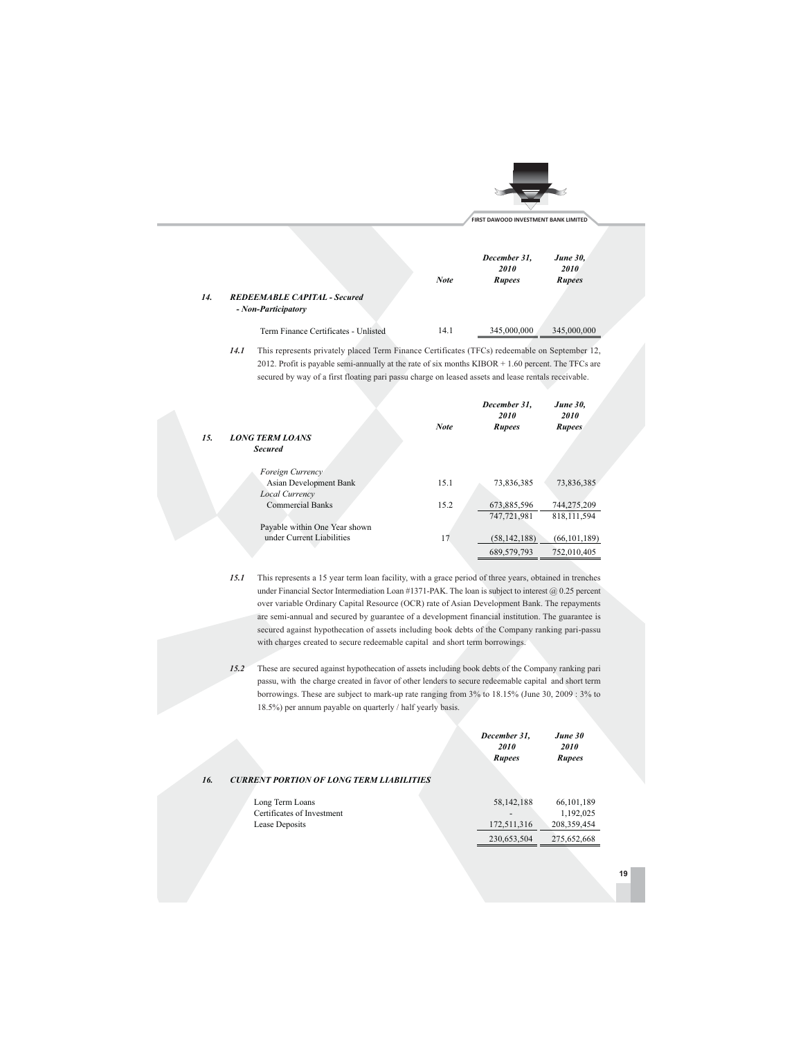| | Note | December 31, 2010 Rupees | June 30, 2010 Rupees |
|---|---|---|---|
| **14. *REDEEMABLE CAPITAL - Secured - Non-Participatory*** | | | |
| Term Finance Certificates - Unlisted | 14.1 | 345,000,000 | 345,000,000 |

*14.1* This represents privately placed Term Finance Certificates (TFCs) redeemable on September 12, 2012. Profit is payable semi-annually at the rate of six months KIBOR + 1.60 percent. The TFCs are secured by way of a first floating pari passu charge on leased assets and lease rentals receivable.

| | Note | December 31, 2010 Rupees | June 30, 2010 Rupees |
|---|---|---|---|
| **15. *LONG TERM LOANS*** | | | |
| ***Secured*** | | | |
| *Foreign Currency* | | | |
| Asian Development Bank | 15.1 | 73,836,385 | 73,836,385 |
| *Local Currency* | | | |
| Commercial Banks | 15.2 | 673,885,596 | 744,275,209 |
| | | 747,721,981 | 818,111,594 |
| Payable within One Year shown under Current Liabilities | 17 | (58,142,188) | (66,101,189) |
| | | 689,579,793 | 752,010,405 |

*15.1* This represents a 15 year term loan facility, with a grace period of three years, obtained in trenches under Financial Sector Intermediation Loan #1371-PAK. The loan is subject to interest @ 0.25 percent over variable Ordinary Capital Resource (OCR) rate of Asian Development Bank. The repayments are semi-annual and secured by guarantee of a development financial institution. The guarantee is secured against hypothecation of assets including book debts of the Company ranking pari-passu with charges created to secure redeemable capital and short term borrowings.

*15.2* These are secured against hypothecation of assets including book debts of the Company ranking pari passu, with the charge created in favor of other lenders to secure redeemable capital and short term borrowings. These are subject to mark-up rate ranging from 3% to 18.15% (June 30, 2009 : 3% to 18.5%) per annum payable on quarterly / half yearly basis.

| | December 31, 2010 Rupees | June 30 2010 Rupees |
|---|---|---|
| **16. *CURRENT PORTION OF LONG TERM LIABILITIES*** | | |
| Long Term Loans | 58,142,188 | 66,101,189 |
| Certificates of Investment | - | 1,192,025 |
| Lease Deposits | 172,511,316 | 208,359,454 |
| | 230,653,504 | 275,652,668 |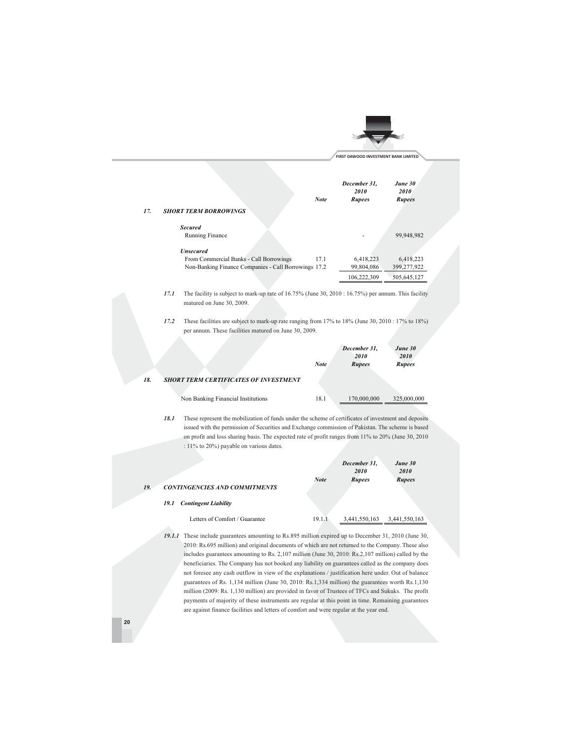| | Note | December 31, 2010 Rupees | June 30 2010 Rupees |
|---|---|---|---|
| **17. SHORT TERM BORROWINGS** | | | |
| ***Secured*** | | | |
| Running Finance | | - | 99,948,982 |
| ***Unsecured*** | | | |
| From Commercial Banks - Call Borrowings | 17.1 | 6,418,223 | 6,418,223 |
| Non-Banking Finance Companies - Call Borrowings | 17.2 | 99,804,086 | 399,277,922 |
| | | 106,222,309 | 505,645,127 |

***17.1*** The facility is subject to mark-up rate of 16.75% (June 30, 2010 : 16.75%) per annum. This facility matured on June 30, 2009.

***17.2*** These facilities are subject to mark-up rate ranging from 17% to 18% (June 30, 2010 : 17% to 18%) per annum. These facilities matured on June 30, 2009.

| | Note | December 31, 2010 Rupees | June 30 2010 Rupees |
|---|---|---|---|
| **18. SHORT TERM CERTIFICATES OF INVESTMENT** | | | |
| Non Banking Financial Institutions | 18.1 | 170,000,000 | 325,000,000 |

***18.1*** These represent the mobilization of funds under the scheme of certificates of investment and deposits issued with the permission of Securities and Exchange commission of Pakistan. The scheme is based on profit and loss sharing basis. The expected rate of profit ranges from 11% to 20% (June 30, 2010 : 11% to 20%) payable on various dates.

| | Note | December 31, 2010 Rupees | June 30 2010 Rupees |
|---|---|---|---|
| **19. CONTINGENCIES AND COMMITMENTS** | | | |
| ***19.1 Contingent Liability*** | | | |
| Letters of Comfort / Guarantee | 19.1.1 | 3,441,550,163 | 3,441,550,163 |

***19.1.1*** These include guarantees amounting to Rs.895 million expired up to December 31, 2010 (June 30, 2010: Rs.695 million) and original documents of which are not returned to the Company. These also includes guarantees amounting to Rs. 2,107 million (June 30, 2010: Rs.2,107 million) called by the beneficiaries. The Company has not booked any liability on guarantees called as the company does not foresee any cash outflow in view of the explanations / justification here under. Out of balance guarantees of Rs. 1,134 million (June 30, 2010: Rs.1,334 million) the guarantees worth Rs.1,130 million (2009: Rs. 1,130 million) are provided in favor of Trustees of TFCs and Sukuks. The profit payments of majority of these instruments are regular at this point in time. Remaining guarantees are against finance facilities and letters of comfort and were regular at the year end.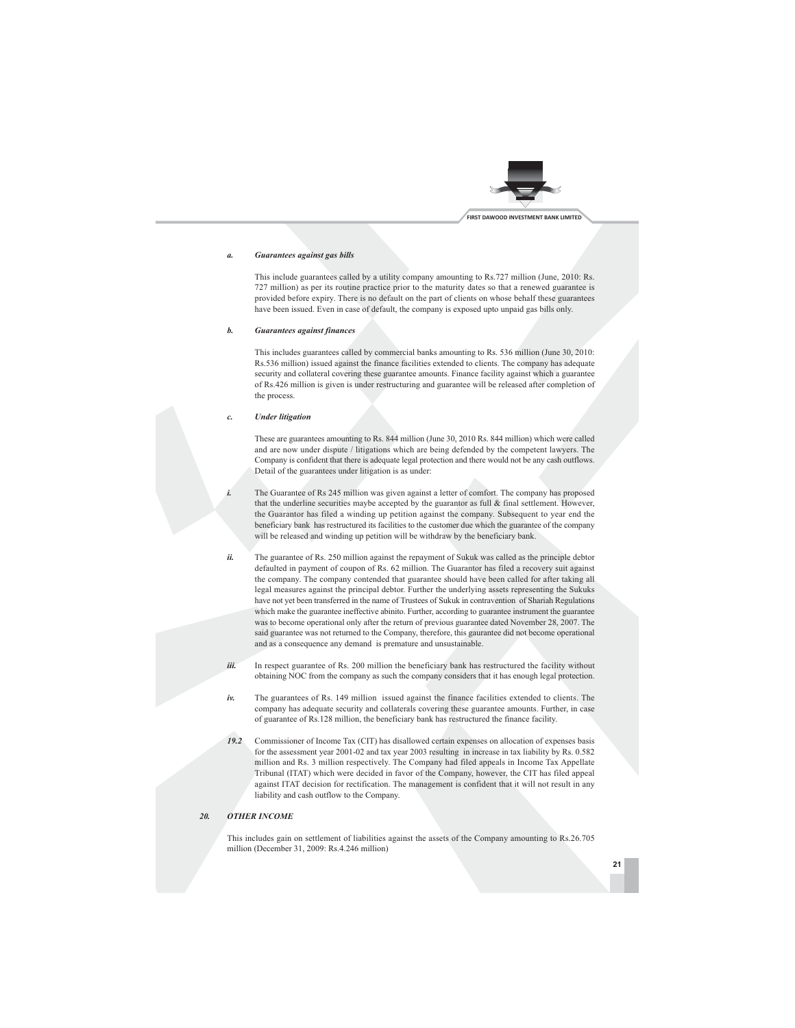*a. Guarantees against gas bills*

This include guarantees called by a utility company amounting to Rs.727 million (June, 2010: Rs. 727 million) as per its routine practice prior to the maturity dates so that a renewed guarantee is provided before expiry. There is no default on the part of clients on whose behalf these guarantees have been issued. Even in case of default, the company is exposed upto unpaid gas bills only.

*b. Guarantees against finances*

This includes guarantees called by commercial banks amounting to Rs. 536 million (June 30, 2010: Rs.536 million) issued against the finance facilities extended to clients. The company has adequate security and collateral covering these guarantee amounts. Finance facility against which a guarantee of Rs.426 million is given is under restructuring and guarantee will be released after completion of the process.

*c. Under litigation*

These are guarantees amounting to Rs. 844 million (June 30, 2010 Rs. 844 million) which were called and are now under dispute / litigations which are being defended by the competent lawyers. The Company is confident that there is adequate legal protection and there would not be any cash outflows. Detail of the guarantees under litigation is as under:

*i.* The Guarantee of Rs 245 million was given against a letter of comfort. The company has proposed that the underline securities maybe accepted by the guarantor as full & final settlement. However, the Guarantor has filed a winding up petition against the company. Subsequent to year end the beneficiary bank has restructured its facilities to the customer due which the guarantee of the company will be released and winding up petition will be withdraw by the beneficiary bank.

*ii.* The guarantee of Rs. 250 million against the repayment of Sukuk was called as the principle debtor defaulted in payment of coupon of Rs. 62 million. The Guarantor has filed a recovery suit against the company. The company contended that guarantee should have been called for after taking all legal measures against the principal debtor. Further the underlying assets representing the Sukuks have not yet been transferred in the name of Trustees of Sukuk in contravention of Shariah Regulations which make the guarantee ineffective abinito. Further, according to guarantee instrument the guarantee was to become operational only after the return of previous guarantee dated November 28, 2007. The said guarantee was not returned to the Company, therefore, this gaurantee did not become operational and as a consequence any demand is premature and unsustainable.

*iii.* In respect guarantee of Rs. 200 million the beneficiary bank has restructured the facility without obtaining NOC from the company as such the company considers that it has enough legal protection.

*iv.* The guarantees of Rs. 149 million issued against the finance facilities extended to clients. The company has adequate security and collaterals covering these guarantee amounts. Further, in case of guarantee of Rs.128 million, the beneficiary bank has restructured the finance facility.

*19.2* Commissioner of Income Tax (CIT) has disallowed certain expenses on allocation of expenses basis for the assessment year 2001-02 and tax year 2003 resulting in increase in tax liability by Rs. 0.582 million and Rs. 3 million respectively. The Company had filed appeals in Income Tax Appellate Tribunal (ITAT) which were decided in favor of the Company, however, the CIT has filed appeal against ITAT decision for rectification. The management is confident that it will not result in any liability and cash outflow to the Company.

### *20. OTHER INCOME*

This includes gain on settlement of liabilities against the assets of the Company amounting to Rs.26.705 million (December 31, 2009: Rs.4.246 million)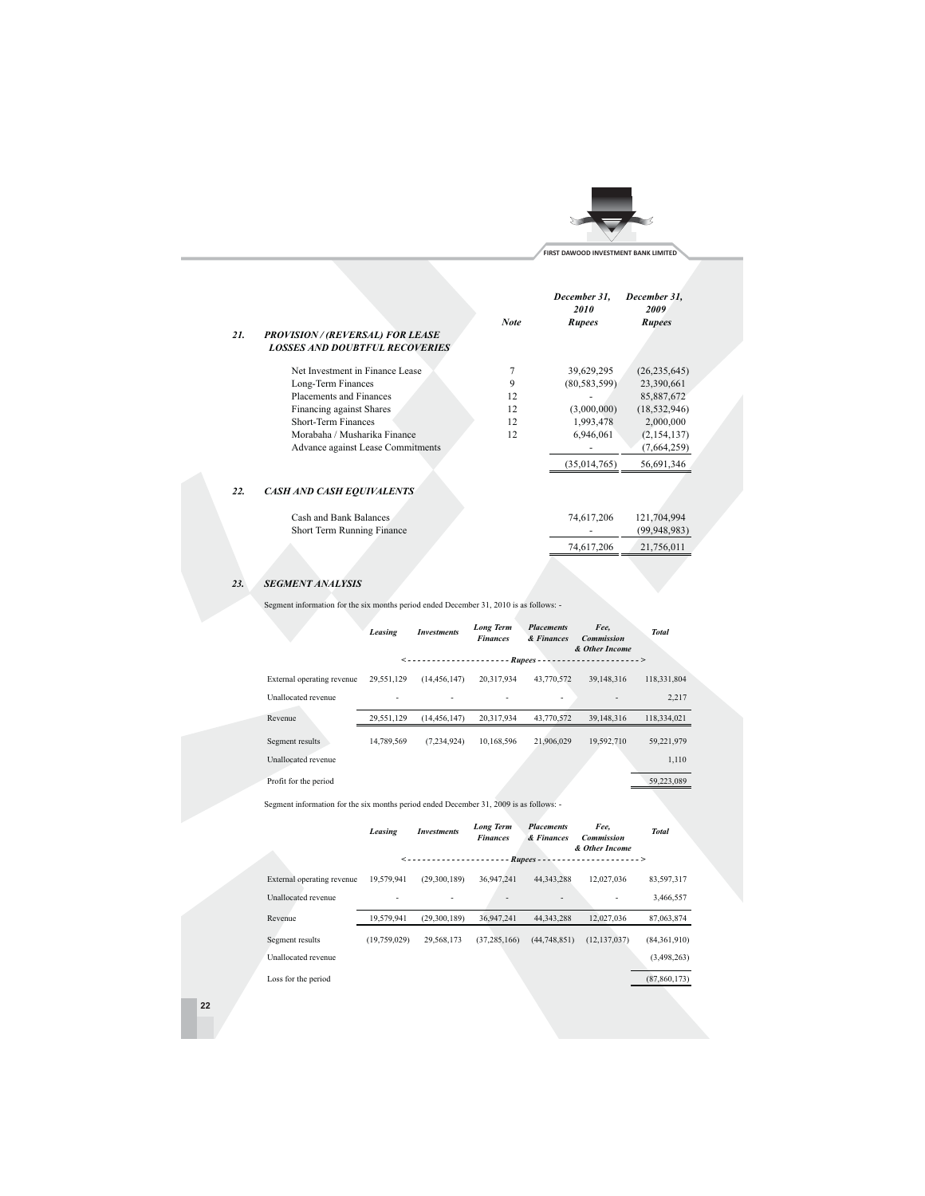| | Note | December 31, 2010 Rupees | December 31, 2009 Rupees |
|---|---|---|---|
| **21. *PROVISION / (REVERSAL) FOR LEASE LOSSES AND DOUBTFUL RECOVERIES*** | | | |
| Net Investment in Finance Lease | 7 | 39,629,295 | (26,235,645) |
| Long-Term Finances | 9 | (80,583,599) | 23,390,661 |
| Placements and Finances | 12 | - | 85,887,672 |
| Financing against Shares | 12 | (3,000,000) | (18,532,946) |
| Short-Term Finances | 12 | 1,993,478 | 2,000,000 |
| Morabaha / Musharika Finance | 12 | 6,946,061 | (2,154,137) |
| Advance against Lease Commitments | | - | (7,664,259) |
| | | (35,014,765) | 56,691,346 |
| **22. *CASH AND CASH EQUIVALENTS*** | | | |
| Cash and Bank Balances | | 74,617,206 | 121,704,994 |
| Short Term Running Finance | | - | (99,948,983) |
| | | 74,617,206 | 21,756,011 |

## 23. *SEGMENT ANALYSIS*

Segment information for the six months period ended December 31, 2010 is as follows: -

| | Leasing | Investments | Long Term Finances | Placements & Finances | Fee, Commission & Other Income | Total |
|---|---|---|---|---|---|---|
| | <- | - | - | Rupees | - | -> |
| External operating revenue | 29,551,129 | (14,456,147) | 20,317,934 | 43,770,572 | 39,148,316 | 118,331,804 |
| Unallocated revenue | - | - | - | - | - | 2,217 |
| Revenue | 29,551,129 | (14,456,147) | 20,317,934 | 43,770,572 | 39,148,316 | 118,334,021 |
| Segment results | 14,789,569 | (7,234,924) | 10,168,596 | 21,906,029 | 19,592,710 | 59,221,979 |
| Unallocated revenue | | | | | | 1,110 |
| Profit for the period | | | | | | 59,223,089 |

Segment information for the six months period ended December 31, 2009 is as follows: -

| | Leasing | Investments | Long Term Finances | Placements & Finances | Fee, Commission & Other Income | Total |
|---|---|---|---|---|---|---|
| | <- | - | - | Rupees | - | -> |
| External operating revenue | 19,579,941 | (29,300,189) | 36,947,241 | 44,343,288 | 12,027,036 | 83,597,317 |
| Unallocated revenue | - | - | - | - | - | 3,466,557 |
| Revenue | 19,579,941 | (29,300,189) | 36,947,241 | 44,343,288 | 12,027,036 | 87,063,874 |
| Segment results | (19,759,029) | 29,568,173 | (37,285,166) | (44,748,851) | (12,137,037) | (84,361,910) |
| Unallocated revenue | | | | | | (3,498,263) |
| Loss for the period | | | | | | (87,860,173) |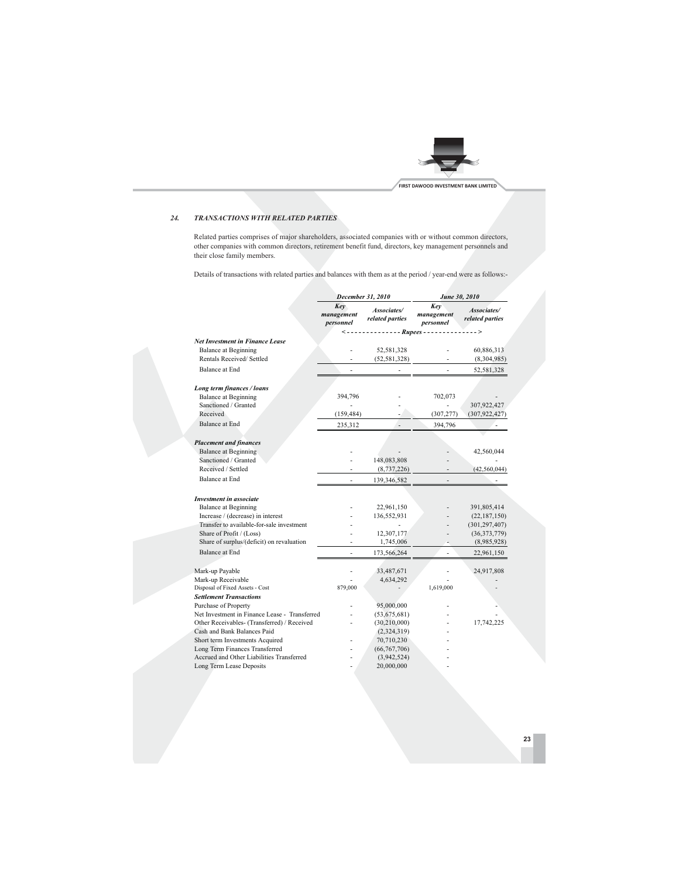## 24. TRANSACTIONS WITH RELATED PARTIES

Related parties comprises of major shareholders, associated companies with or without common directors, other companies with common directors, retirement benefit fund, directors, key management personnels and their close family members.

Details of transactions with related parties and balances with them as at the period / year-end were as follows:-

| | December 31, 2010 | | June 30, 2010 | |
|---|---|---|---|---|
| | Key management personnel | Associates/ related parties | Key management personnel | Associates/ related parties |
| | <-------------- Rupees --------------> | | | |
| ***Net Investment in Finance Lease*** | | | | |
| Balance at Beginning | - | 52,581,328 | - | 60,886,313 |
| Rentals Received/ Settled | - | (52,581,328) | - | (8,304,985) |
| Balance at End | - | - | - | 52,581,328 |
| ***Long term finances / loans*** | | | | |
| Balance at Beginning | 394,796 | - | 702,073 | - |
| Sanctioned / Granted | - | - | - | 307,922,427 |
| Received | (159,484) | - | (307,277) | (307,922,427) |
| Balance at End | 235,312 | - | 394,796 | - |
| ***Placement and finances*** | | | | |
| Balance at Beginning | - | - | - | 42,560,044 |
| Sanctioned / Granted | - | 148,083,808 | - | - |
| Received / Settled | - | (8,737,226) | - | (42,560,044) |
| Balance at End | - | 139,346,582 | - | - |
| ***Investment in associate*** | | | | |
| Balance at Beginning | - | 22,961,150 | - | 391,805,414 |
| Increase / (decrease) in interest | - | 136,552,931 | - | (22,187,150) |
| Transfer to available-for-sale investment | - | - | - | (301,297,407) |
| Share of Profit / (Loss) | - | 12,307,177 | - | (36,373,779) |
| Share of surplus/(deficit) on revaluation | - | 1,745,006 | - | (8,985,928) |
| Balance at End | - | 173,566,264 | - | 22,961,150 |
| Mark-up Payable | - | 33,487,671 | - | 24,917,808 |
| Mark-up Receivable | - | 4,634,292 | - | - |
| Disposal of Fixed Assets - Cost | 879,000 | - | 1,619,000 | - |
| ***Settlement Transactions*** | | | | |
| Purchase of Property | - | 95,000,000 | - | - |
| Net Investment in Finance Lease - Transferred | - | (53,675,681) | - | - |
| Other Receivables- (Transferred) / Received | - | (30,210,000) | - | 17,742,225 |
| Cash and Bank Balances Paid | | (2,324,319) | - | |
| Short term Investments Acquired | - | 70,710,230 | - | |
| Long Term Finances Transferred | - | (66,767,706) | - | |
| Accrued and Other Liabilities Transferred | - | (3,942,524) | - | |
| Long Term Lease Deposits | - | 20,000,000 | - | |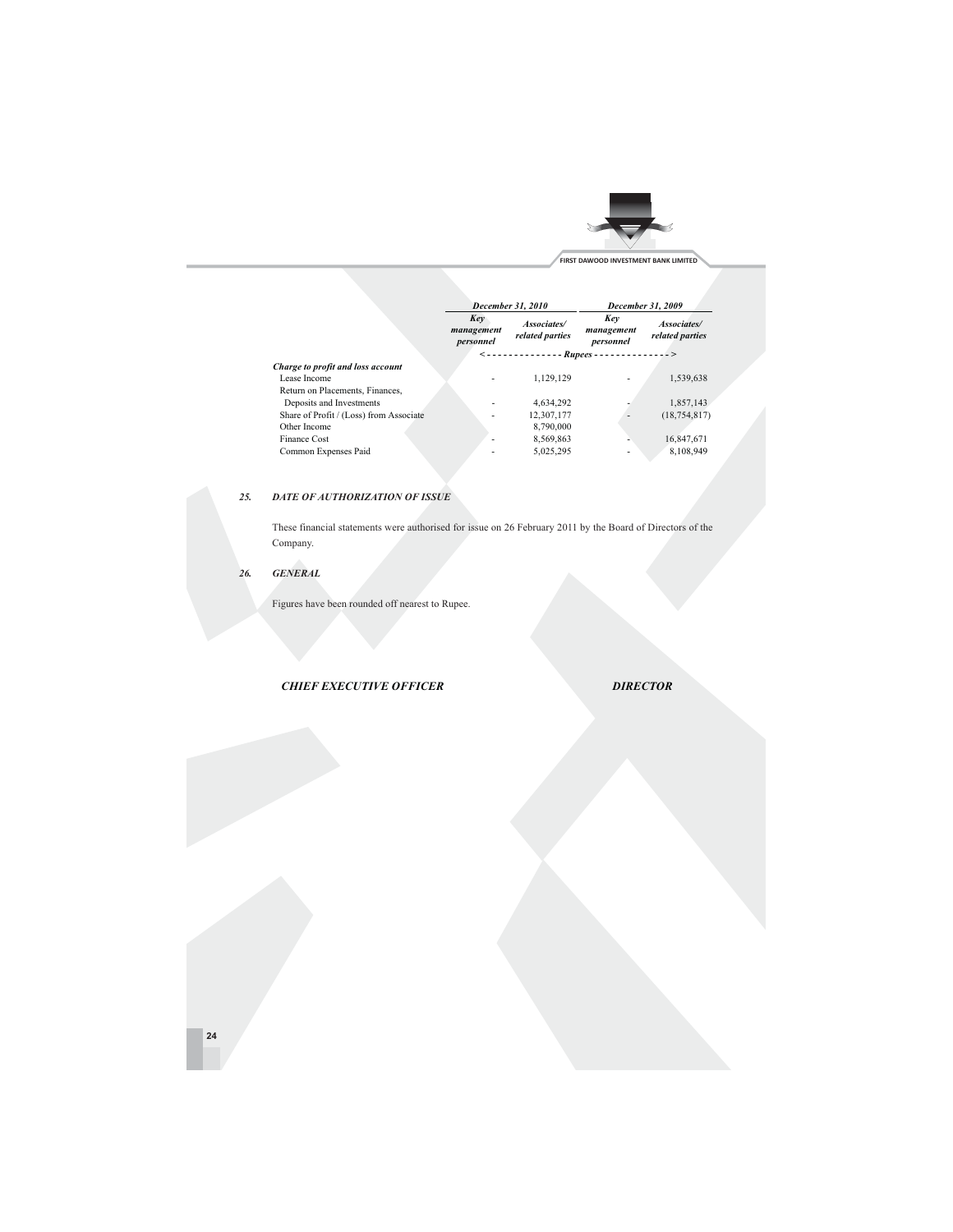| | December 31, 2010 | | December 31, 2009 | |
|---|---|---|---|---|
| | Key management personnel | Associates/ related parties | Key management personnel | Associates/ related parties |
| | <-------------- Rupees --------------> | | | |
| ***Charge to profit and loss account*** | | | | |
| Lease Income | - | 1,129,129 | - | 1,539,638 |
| Return on Placements, Finances, Deposits and Investments | - | 4,634,292 | - | 1,857,143 |
| Share of Profit / (Loss) from Associate | - | 12,307,177 | - | (18,754,817) |
| Other Income | | 8,790,000 | | |
| Finance Cost | - | 8,569,863 | - | 16,847,671 |
| Common Expenses Paid | - | 5,025,295 | - | 8,108,949 |

### *25. DATE OF AUTHORIZATION OF ISSUE*

These financial statements were authorised for issue on 26 February 2011 by the Board of Directors of the Company.

### *26. GENERAL*

Figures have been rounded off nearest to Rupee.

***CHIEF EXECUTIVE OFFICER*** ***DIRECTOR***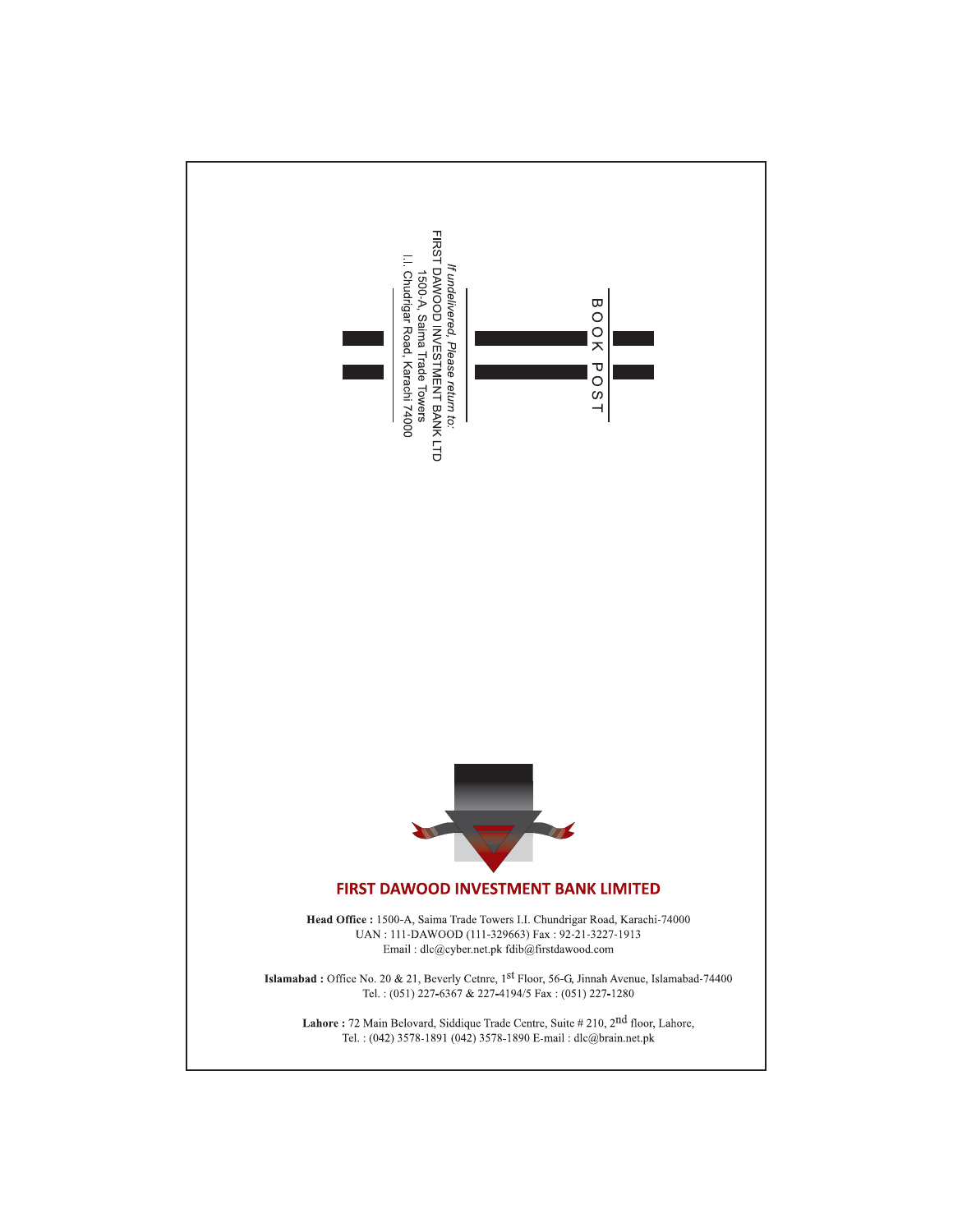BOOK POST

*If undelivered, Please return to:*
FIRST DAWOOD INVESTMENT BANK LTD
1500-A, Saima Trade Towers
I.I. Chudrigar Road, Karachi 74000

**FIRST DAWOOD INVESTMENT BANK LIMITED**

**Head Office :** 1500-A, Saima Trade Towers I.I. Chundrigar Road, Karachi-74000
UAN : 111-DAWOOD (111-329663) Fax : 92-21-3227-1913
Email : dlc@cyber.net.pk fdib@firstdawood.com

**Islamabad :** Office No. 20 & 21, Beverly Cetnre, 1st Floor, 56-G, Jinnah Avenue, Islamabad-74400
Tel. : (051) 227-6367 & 227-4194/5 Fax : (051) 227-1280

**Lahore :** 72 Main Belovard, Siddique Trade Centre, Suite # 210, 2nd floor, Lahore,
Tel. : (042) 3578-1891 (042) 3578-1890 E-mail : dlc@brain.net.pk